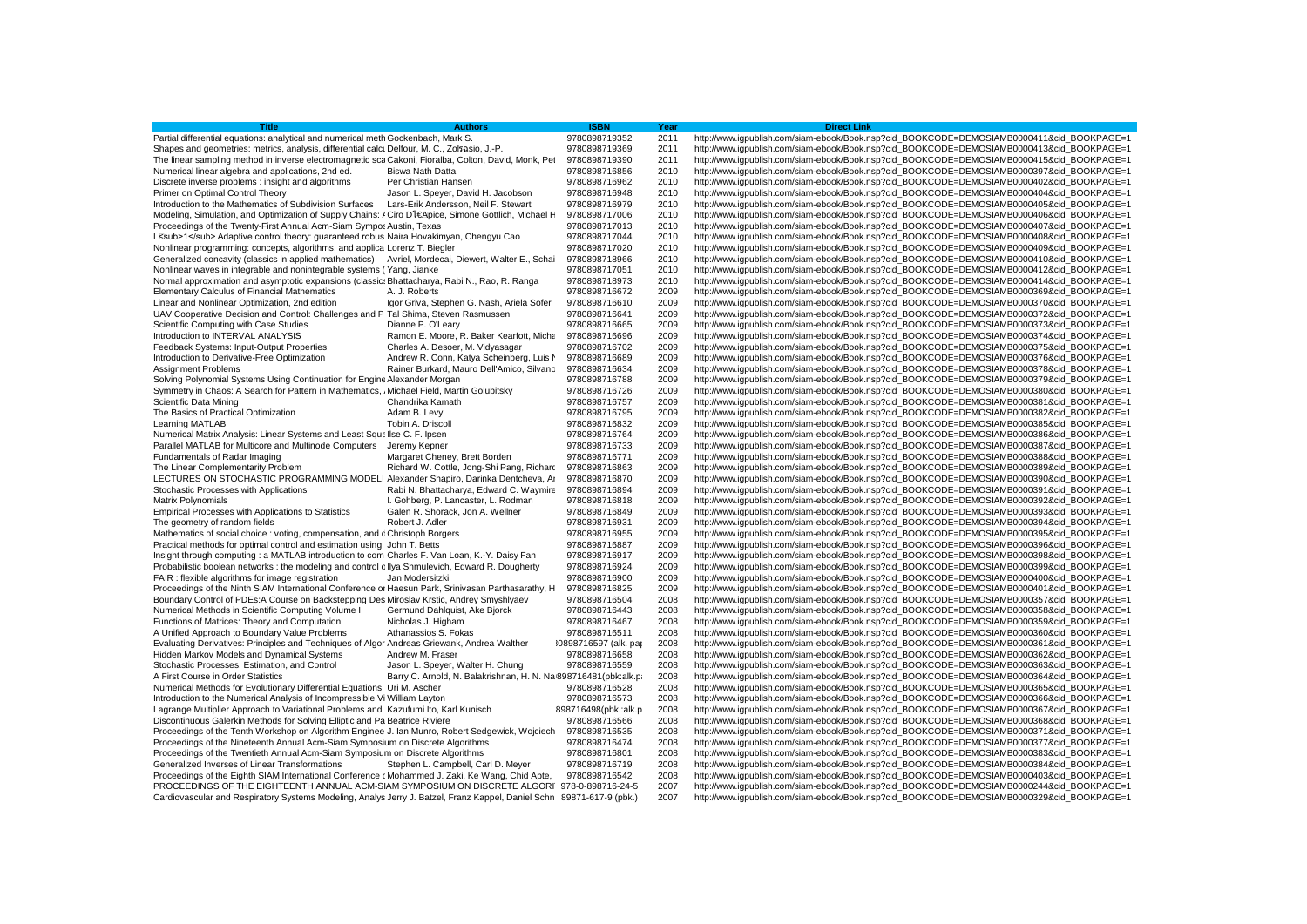| Title | Authors | ISBN | Year | Direct Link |
|---|---|---|---|---|
| Partial differential equations: analytical and numerical meth | Gockenbach, Mark S. | 9780898719352 | 2011 | http://www.igpublish.com/siam-ebook/Book.nsp?cid_BOOKCODE=DEMOSIAMB0000411&cid_BOOKPAGE=1 |
| Shapes and geometries: metrics, analysis, differential calcu | Delfour, M. C., Zolésio, J.-P. | 9780898719369 | 2011 | http://www.igpublish.com/siam-ebook/Book.nsp?cid_BOOKCODE=DEMOSIAMB0000413&cid_BOOKPAGE=1 |
| The linear sampling method in inverse electromagnetic sca | Cakoni, Fioralba, Colton, David, Monk, Pet | 9780898719390 | 2011 | http://www.igpublish.com/siam-ebook/Book.nsp?cid_BOOKCODE=DEMOSIAMB0000415&cid_BOOKPAGE=1 |
| Numerical linear algebra and applications, 2nd ed. | Biswa Nath Datta | 9780898716856 | 2010 | http://www.igpublish.com/siam-ebook/Book.nsp?cid_BOOKCODE=DEMOSIAMB0000397&cid_BOOKPAGE=1 |
| Discrete inverse problems : insight and algorithms | Per Christian Hansen | 9780898716962 | 2010 | http://www.igpublish.com/siam-ebook/Book.nsp?cid_BOOKCODE=DEMOSIAMB0000402&cid_BOOKPAGE=1 |
| Primer on Optimal Control Theory | Jason L. Speyer, David H. Jacobson | 9780898716948 | 2010 | http://www.igpublish.com/siam-ebook/Book.nsp?cid_BOOKCODE=DEMOSIAMB0000404&cid_BOOKPAGE=1 |
| Introduction to the Mathematics of Subdivision Surfaces | Lars-Erik Andersson, Neil F. Stewart | 9780898716979 | 2010 | http://www.igpublish.com/siam-ebook/Book.nsp?cid_BOOKCODE=DEMOSIAMB0000405&cid_BOOKPAGE=1 |
| Modeling, Simulation, and Optimization of Supply Chains: A | Ciro D'Apice, Simone Gottlich, Michael H | 9780898717006 | 2010 | http://www.igpublish.com/siam-ebook/Book.nsp?cid_BOOKCODE=DEMOSIAMB0000406&cid_BOOKPAGE=1 |
| Proceedings of the Twenty-First Annual Acm-Siam Sympos | Austin, Texas | 9780898717013 | 2010 | http://www.igpublish.com/siam-ebook/Book.nsp?cid_BOOKCODE=DEMOSIAMB0000407&cid_BOOKPAGE=1 |
| L<sub>1</sub> Adaptive control theory: guaranteed robus | Naira Hovakimyan, Chengyu Cao | 9780898717044 | 2010 | http://www.igpublish.com/siam-ebook/Book.nsp?cid_BOOKCODE=DEMOSIAMB0000408&cid_BOOKPAGE=1 |
| Nonlinear programming: concepts, algorithms, and applica | Lorenz T. Biegler | 9780898717020 | 2010 | http://www.igpublish.com/siam-ebook/Book.nsp?cid_BOOKCODE=DEMOSIAMB0000409&cid_BOOKPAGE=1 |
| Generalized concavity (classics in applied mathematics) | Avriel, Mordecai, Diewert, Walter E., Schai | 9780898718966 | 2010 | http://www.igpublish.com/siam-ebook/Book.nsp?cid_BOOKCODE=DEMOSIAMB0000410&cid_BOOKPAGE=1 |
| Nonlinear waves in integrable and nonintegrable systems ( | Yang, Jianke | 9780898717051 | 2010 | http://www.igpublish.com/siam-ebook/Book.nsp?cid_BOOKCODE=DEMOSIAMB0000412&cid_BOOKPAGE=1 |
| Normal approximation and asymptotic expansions (classic | Bhattacharya, Rabi N., Rao, R. Ranga | 9780898718973 | 2010 | http://www.igpublish.com/siam-ebook/Book.nsp?cid_BOOKCODE=DEMOSIAMB0000414&cid_BOOKPAGE=1 |
| Elementary Calculus of Financial Mathematics | A. J. Roberts | 9780898716672 | 2009 | http://www.igpublish.com/siam-ebook/Book.nsp?cid_BOOKCODE=DEMOSIAMB0000369&cid_BOOKPAGE=1 |
| Linear and Nonlinear Optimization, 2nd edition | Igor Griva, Stephen G. Nash, Ariela Sofer | 9780898716610 | 2009 | http://www.igpublish.com/siam-ebook/Book.nsp?cid_BOOKCODE=DEMOSIAMB0000370&cid_BOOKPAGE=1 |
| UAV Cooperative Decision and Control: Challenges and P | Tal Shima, Steven Rasmussen | 9780898716641 | 2009 | http://www.igpublish.com/siam-ebook/Book.nsp?cid_BOOKCODE=DEMOSIAMB0000372&cid_BOOKPAGE=1 |
| Scientific Computing with Case Studies | Dianne P. O'Leary | 9780898716665 | 2009 | http://www.igpublish.com/siam-ebook/Book.nsp?cid_BOOKCODE=DEMOSIAMB0000373&cid_BOOKPAGE=1 |
| Introduction to INTERVAL ANALYSIS | Ramon E. Moore, R. Baker Kearfott, Micha | 9780898716696 | 2009 | http://www.igpublish.com/siam-ebook/Book.nsp?cid_BOOKCODE=DEMOSIAMB0000374&cid_BOOKPAGE=1 |
| Feedback Systems: Input-Output Properties | Charles A. Desoer, M. Vidyasagar | 9780898716702 | 2009 | http://www.igpublish.com/siam-ebook/Book.nsp?cid_BOOKCODE=DEMOSIAMB0000375&cid_BOOKPAGE=1 |
| Introduction to Derivative-Free Optimization | Andrew R. Conn, Katya Scheinberg, Luis N | 9780898716689 | 2009 | http://www.igpublish.com/siam-ebook/Book.nsp?cid_BOOKCODE=DEMOSIAMB0000376&cid_BOOKPAGE=1 |
| Assignment Problems | Rainer Burkard, Mauro Dell'Amico, Silvano | 9780898716634 | 2009 | http://www.igpublish.com/siam-ebook/Book.nsp?cid_BOOKCODE=DEMOSIAMB0000378&cid_BOOKPAGE=1 |
| Solving Polynomial Systems Using Continuation for Engine | Alexander Morgan | 9780898716788 | 2009 | http://www.igpublish.com/siam-ebook/Book.nsp?cid_BOOKCODE=DEMOSIAMB0000379&cid_BOOKPAGE=1 |
| Symmetry in Chaos: A Search for Pattern in Mathematics, A | Michael Field, Martin Golubitsky | 9780898716726 | 2009 | http://www.igpublish.com/siam-ebook/Book.nsp?cid_BOOKCODE=DEMOSIAMB0000380&cid_BOOKPAGE=1 |
| Scientific Data Mining | Chandrika Kamath | 9780898716757 | 2009 | http://www.igpublish.com/siam-ebook/Book.nsp?cid_BOOKCODE=DEMOSIAMB0000381&cid_BOOKPAGE=1 |
| The Basics of Practical Optimization | Adam B. Levy | 9780898716795 | 2009 | http://www.igpublish.com/siam-ebook/Book.nsp?cid_BOOKCODE=DEMOSIAMB0000382&cid_BOOKPAGE=1 |
| Learning MATLAB | Tobin A. Driscoll | 9780898716832 | 2009 | http://www.igpublish.com/siam-ebook/Book.nsp?cid_BOOKCODE=DEMOSIAMB0000385&cid_BOOKPAGE=1 |
| Numerical Matrix Analysis: Linear Systems and Least Squa | Ilse C. F. Ipsen | 9780898716764 | 2009 | http://www.igpublish.com/siam-ebook/Book.nsp?cid_BOOKCODE=DEMOSIAMB0000386&cid_BOOKPAGE=1 |
| Parallel MATLAB for Multicore and Multinode Computers | Jeremy Kepner | 9780898716733 | 2009 | http://www.igpublish.com/siam-ebook/Book.nsp?cid_BOOKCODE=DEMOSIAMB0000387&cid_BOOKPAGE=1 |
| Fundamentals of Radar Imaging | Margaret Cheney, Brett Borden | 9780898716771 | 2009 | http://www.igpublish.com/siam-ebook/Book.nsp?cid_BOOKCODE=DEMOSIAMB0000388&cid_BOOKPAGE=1 |
| The Linear Complementarity Problem | Richard W. Cottle, Jong-Shi Pang, Richard | 9780898716863 | 2009 | http://www.igpublish.com/siam-ebook/Book.nsp?cid_BOOKCODE=DEMOSIAMB0000389&cid_BOOKPAGE=1 |
| LECTURES ON STOCHASTIC PROGRAMMING MODELI | Alexander Shapiro, Darinka Dentcheva, Ar | 9780898716870 | 2009 | http://www.igpublish.com/siam-ebook/Book.nsp?cid_BOOKCODE=DEMOSIAMB0000390&cid_BOOKPAGE=1 |
| Stochastic Processes with Applications | Rabi N. Bhattacharya, Edward C. Waymire | 9780898716894 | 2009 | http://www.igpublish.com/siam-ebook/Book.nsp?cid_BOOKCODE=DEMOSIAMB0000391&cid_BOOKPAGE=1 |
| Matrix Polynomials | I. Gohberg, P. Lancaster, L. Rodman | 9780898716818 | 2009 | http://www.igpublish.com/siam-ebook/Book.nsp?cid_BOOKCODE=DEMOSIAMB0000392&cid_BOOKPAGE=1 |
| Empirical Processes with Applications to Statistics | Galen R. Shorack, Jon A. Wellner | 9780898716849 | 2009 | http://www.igpublish.com/siam-ebook/Book.nsp?cid_BOOKCODE=DEMOSIAMB0000393&cid_BOOKPAGE=1 |
| The geometry of random fields | Robert J. Adler | 9780898716931 | 2009 | http://www.igpublish.com/siam-ebook/Book.nsp?cid_BOOKCODE=DEMOSIAMB0000394&cid_BOOKPAGE=1 |
| Mathematics of social choice : voting, compensation, and d | Christoph Borgers | 9780898716955 | 2009 | http://www.igpublish.com/siam-ebook/Book.nsp?cid_BOOKCODE=DEMOSIAMB0000395&cid_BOOKPAGE=1 |
| Practical methods for optimal control and estimation using | John T. Betts | 9780898716887 | 2009 | http://www.igpublish.com/siam-ebook/Book.nsp?cid_BOOKCODE=DEMOSIAMB0000396&cid_BOOKPAGE=1 |
| Insight through computing : a MATLAB introduction to com | Charles F. Van Loan, K.-Y. Daisy Fan | 9780898716917 | 2009 | http://www.igpublish.com/siam-ebook/Book.nsp?cid_BOOKCODE=DEMOSIAMB0000398&cid_BOOKPAGE=1 |
| Probabilistic boolean networks : the modeling and control o | Ilya Shmulevich, Edward R. Dougherty | 9780898716924 | 2009 | http://www.igpublish.com/siam-ebook/Book.nsp?cid_BOOKCODE=DEMOSIAMB0000399&cid_BOOKPAGE=1 |
| FAIR : flexible algorithms for image registration | Jan Modersitzki | 9780898716900 | 2009 | http://www.igpublish.com/siam-ebook/Book.nsp?cid_BOOKCODE=DEMOSIAMB0000400&cid_BOOKPAGE=1 |
| Proceedings of the Ninth SIAM International Conference or | Haesun Park, Srinivasan Parthasarathy, H | 9780898716825 | 2009 | http://www.igpublish.com/siam-ebook/Book.nsp?cid_BOOKCODE=DEMOSIAMB0000401&cid_BOOKPAGE=1 |
| Boundary Control of PDEs:A Course on Backstepping Des | Miroslav Krstic, Andrey Smyshlyaev | 9780898716504 | 2008 | http://www.igpublish.com/siam-ebook/Book.nsp?cid_BOOKCODE=DEMOSIAMB0000357&cid_BOOKPAGE=1 |
| Numerical Methods in Scientific Computing Volume I | Germund Dahlquist, Ake Bjorck | 9780898716443 | 2008 | http://www.igpublish.com/siam-ebook/Book.nsp?cid_BOOKCODE=DEMOSIAMB0000358&cid_BOOKPAGE=1 |
| Functions of Matrices: Theory and Computation | Nicholas J. Higham | 9780898716467 | 2008 | http://www.igpublish.com/siam-ebook/Book.nsp?cid_BOOKCODE=DEMOSIAMB0000359&cid_BOOKPAGE=1 |
| A Unified Approach to Boundary Value Problems | Athanassios S. Fokas | 9780898716511 | 2008 | http://www.igpublish.com/siam-ebook/Book.nsp?cid_BOOKCODE=DEMOSIAMB0000360&cid_BOOKPAGE=1 |
| Evaluating Derivatives: Principles and Techniques of Algor | Andreas Griewank, Andrea Walther | 0898716597 (alk. pa | 2008 | http://www.igpublish.com/siam-ebook/Book.nsp?cid_BOOKCODE=DEMOSIAMB0000361&cid_BOOKPAGE=1 |
| Hidden Markov Models and Dynamical Systems | Andrew M. Fraser | 9780898716658 | 2008 | http://www.igpublish.com/siam-ebook/Book.nsp?cid_BOOKCODE=DEMOSIAMB0000362&cid_BOOKPAGE=1 |
| Stochastic Processes, Estimation, and Control | Jason L. Speyer, Walter H. Chung | 9780898716559 | 2008 | http://www.igpublish.com/siam-ebook/Book.nsp?cid_BOOKCODE=DEMOSIAMB0000363&cid_BOOKPAGE=1 |
| A First Course in Order Statistics | Barry C. Arnold, N. Balakrishnan, H. N. Na | 0898716481(pbk:alk.p | 2008 | http://www.igpublish.com/siam-ebook/Book.nsp?cid_BOOKCODE=DEMOSIAMB0000364&cid_BOOKPAGE=1 |
| Numerical Methods for Evolutionary Differential Equations | Uri M. Ascher | 9780898716528 | 2008 | http://www.igpublish.com/siam-ebook/Book.nsp?cid_BOOKCODE=DEMOSIAMB0000365&cid_BOOKPAGE=1 |
| Introduction to the Numerical Analysis of Incompressible Vi | William Layton | 9780898716573 | 2008 | http://www.igpublish.com/siam-ebook/Book.nsp?cid_BOOKCODE=DEMOSIAMB0000366&cid_BOOKPAGE=1 |
| Lagrange Multiplier Approach to Variational Problems and | Kazufumi Ito, Karl Kunisch | 0898716498(pbk.:alk.p | 2008 | http://www.igpublish.com/siam-ebook/Book.nsp?cid_BOOKCODE=DEMOSIAMB0000367&cid_BOOKPAGE=1 |
| Discontinuous Galerkin Methods for Solving Elliptic and Pa | Beatrice Riviere | 9780898716566 | 2008 | http://www.igpublish.com/siam-ebook/Book.nsp?cid_BOOKCODE=DEMOSIAMB0000368&cid_BOOKPAGE=1 |
| Proceedings of the Tenth Workshop on Algorithm Enginee | J. Ian Munro, Robert Sedgewick, Wojciech | 9780898716535 | 2008 | http://www.igpublish.com/siam-ebook/Book.nsp?cid_BOOKCODE=DEMOSIAMB0000371&cid_BOOKPAGE=1 |
| Proceedings of the Nineteenth Annual Acm-Siam Symposium on Discrete Algorithms | | 9780898716474 | 2008 | http://www.igpublish.com/siam-ebook/Book.nsp?cid_BOOKCODE=DEMOSIAMB0000377&cid_BOOKPAGE=1 |
| Proceedings of the Twentieth Annual Acm-Siam Symposium on Discrete Algorithms | | 9780898716801 | 2008 | http://www.igpublish.com/siam-ebook/Book.nsp?cid_BOOKCODE=DEMOSIAMB0000383&cid_BOOKPAGE=1 |
| Generalized Inverses of Linear Transformations | Stephen L. Campbell, Carl D. Meyer | 9780898716719 | 2008 | http://www.igpublish.com/siam-ebook/Book.nsp?cid_BOOKCODE=DEMOSIAMB0000384&cid_BOOKPAGE=1 |
| Proceedings of the Eighth SIAM International Conference c | Mohammed J. Zaki, Ke Wang, Chid Apte, | 9780898716542 | 2008 | http://www.igpublish.com/siam-ebook/Book.nsp?cid_BOOKCODE=DEMOSIAMB0000403&cid_BOOKPAGE=1 |
| PROCEEDINGS OF THE EIGHTEENTH ANNUAL ACM-SIAM SYMPOSIUM ON DISCRETE ALGORI | | 978-0-898716-24-5 | 2007 | http://www.igpublish.com/siam-ebook/Book.nsp?cid_BOOKCODE=DEMOSIAMB0000244&cid_BOOKPAGE=1 |
| Cardiovascular and Respiratory Systems Modeling, Analys | Jerry J. Batzel, Franz Kappel, Daniel Schn | 89871-617-9 (pbk.) | 2007 | http://www.igpublish.com/siam-ebook/Book.nsp?cid_BOOKCODE=DEMOSIAMB0000329&cid_BOOKPAGE=1 |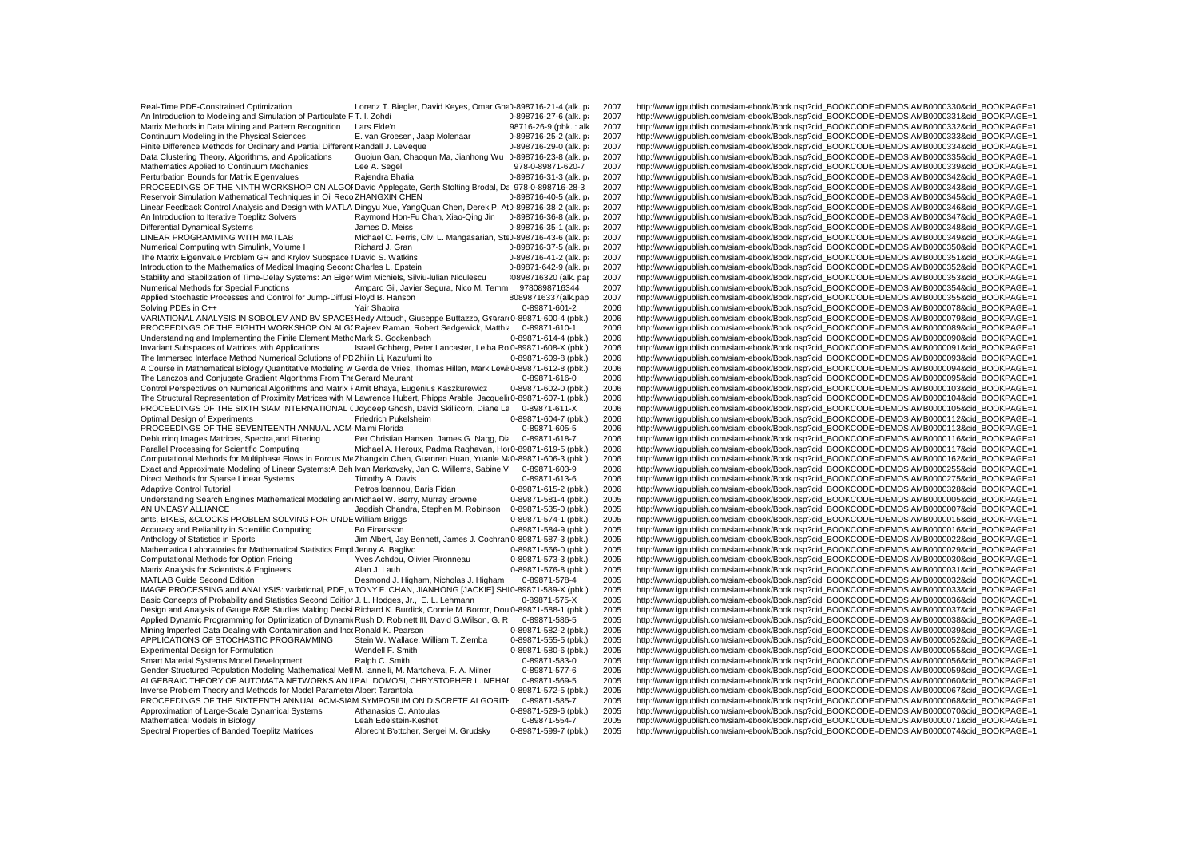| | | | | |
|---|---|---|---|---|
| Real-Time PDE-Constrained Optimization | Lorenz T. Biegler, David Keyes, Omar Gha | 0-898716-21-4 (alk. pa | 2007 | http://www.igpublish.com/siam-ebook/Book.nsp?cid_BOOKCODE=DEMOSIAMB0000330&cid_BOOKPAGE=1 |
| An Introduction to Modeling and Simulation of Particulate F | T. I. Zohdi | 0-898716-27-6 (alk. pa | 2007 | http://www.igpublish.com/siam-ebook/Book.nsp?cid_BOOKCODE=DEMOSIAMB0000331&cid_BOOKPAGE=1 |
| Matrix Methods in Data Mining and Pattern Recognition | Lars Elde'n | 98716-26-9 (pbk. : alk | 2007 | http://www.igpublish.com/siam-ebook/Book.nsp?cid_BOOKCODE=DEMOSIAMB0000332&cid_BOOKPAGE=1 |
| Continuum Modeling in the Physical Sciences | E. van Groesen, Jaap Molenaar | 0-898716-25-2 (alk. pa | 2007 | http://www.igpublish.com/siam-ebook/Book.nsp?cid_BOOKCODE=DEMOSIAMB0000333&cid_BOOKPAGE=1 |
| Finite Difference Methods for Ordinary and Partial Different | Randall J. LeVeque | 0-898716-29-0 (alk. pa | 2007 | http://www.igpublish.com/siam-ebook/Book.nsp?cid_BOOKCODE=DEMOSIAMB0000334&cid_BOOKPAGE=1 |
| Data Clustering Theory, Algorithms, and Applications | Guojun Gan, Chaoqun Ma, Jianhong Wu | 0-898716-23-8 (alk. pa | 2007 | http://www.igpublish.com/siam-ebook/Book.nsp?cid_BOOKCODE=DEMOSIAMB0000335&cid_BOOKPAGE=1 |
| Mathematics Applied to Continuum Mechanics | Lee A. Segel | 978-0-89871-620-7 | 2007 | http://www.igpublish.com/siam-ebook/Book.nsp?cid_BOOKCODE=DEMOSIAMB0000339&cid_BOOKPAGE=1 |
| Perturbation Bounds for Matrix Eigenvalues | Rajendra Bhatia | 0-898716-31-3 (alk. pa | 2007 | http://www.igpublish.com/siam-ebook/Book.nsp?cid_BOOKCODE=DEMOSIAMB0000342&cid_BOOKPAGE=1 |
| PROCEEDINGS OF THE NINTH WORKSHOP ON ALGOI | David Applegate, Gerth Stolting Brodal, Da | 978-0-898716-28-3 | 2007 | http://www.igpublish.com/siam-ebook/Book.nsp?cid_BOOKCODE=DEMOSIAMB0000343&cid_BOOKPAGE=1 |
| Reservoir Simulation Mathematical Techniques in Oil Reco | ZHANGXIN CHEN | 0-898716-40-5 (alk. pa | 2007 | http://www.igpublish.com/siam-ebook/Book.nsp?cid_BOOKCODE=DEMOSIAMB0000345&cid_BOOKPAGE=1 |
| Linear Feedback Control Analysis and Design with MATLA | Dingyu Xue, YangQuan Chen, Derek P. At | 0-898716-38-2 (alk. pa | 2007 | http://www.igpublish.com/siam-ebook/Book.nsp?cid_BOOKCODE=DEMOSIAMB0000346&cid_BOOKPAGE=1 |
| An Introduction to Iterative Toeplitz Solvers | Raymond Hon-Fu Chan, Xiao-Qing Jin | 0-898716-36-8 (alk. pa | 2007 | http://www.igpublish.com/siam-ebook/Book.nsp?cid_BOOKCODE=DEMOSIAMB0000347&cid_BOOKPAGE=1 |
| Differential Dynamical Systems | James D. Meiss | 0-898716-35-1 (alk. pa | 2007 | http://www.igpublish.com/siam-ebook/Book.nsp?cid_BOOKCODE=DEMOSIAMB0000348&cid_BOOKPAGE=1 |
| LINEAR PROGRAMMING WITH MATLAB | Michael C. Ferris, Olvi L. Mangasarian, Ste | 0-898716-43-6 (alk. pa | 2007 | http://www.igpublish.com/siam-ebook/Book.nsp?cid_BOOKCODE=DEMOSIAMB0000349&cid_BOOKPAGE=1 |
| Numerical Computing with Simulink, Volume I | Richard J. Gran | 0-898716-37-5 (alk. pa | 2007 | http://www.igpublish.com/siam-ebook/Book.nsp?cid_BOOKCODE=DEMOSIAMB0000350&cid_BOOKPAGE=1 |
| The Matrix Eigenvalue Problem GR and Krylov Subspace I | David S. Watkins | 0-898716-41-2 (alk. pa | 2007 | http://www.igpublish.com/siam-ebook/Book.nsp?cid_BOOKCODE=DEMOSIAMB0000351&cid_BOOKPAGE=1 |
| Introduction to the Mathematics of Medical Imaging Secon | Charles L. Epstein | 0-89871-642-9 (alk. pa | 2007 | http://www.igpublish.com/siam-ebook/Book.nsp?cid_BOOKCODE=DEMOSIAMB0000352&cid_BOOKPAGE=1 |
| Stability and Stabilization of Time-Delay Systems: An Eiger | Wim Michiels, Silviu-Iulian Niculescu | 0898716320 (alk. pap | 2007 | http://www.igpublish.com/siam-ebook/Book.nsp?cid_BOOKCODE=DEMOSIAMB0000353&cid_BOOKPAGE=1 |
| Numerical Methods for Special Functions | Amparo Gil, Javier Segura, Nico M. Temm | 9780898716344 | 2007 | http://www.igpublish.com/siam-ebook/Book.nsp?cid_BOOKCODE=DEMOSIAMB0000354&cid_BOOKPAGE=1 |
| Applied Stochastic Processes and Control for Jump-Diffusi | Floyd B. Hanson | 80898716337(alk.pap | 2007 | http://www.igpublish.com/siam-ebook/Book.nsp?cid_BOOKCODE=DEMOSIAMB0000355&cid_BOOKPAGE=1 |
| Solving PDEs in C++ | Yair Shapira | 0-89871-601-2 | 2006 | http://www.igpublish.com/siam-ebook/Book.nsp?cid_BOOKCODE=DEMOSIAMB0000078&cid_BOOKPAGE=1 |
| VARIATIONAL ANALYSIS IN SOBOLEV AND BV SPACES | Hedy Attouch, Giuseppe Buttazzo, Gérard | 0-89871-600-4 (pbk.) | 2006 | http://www.igpublish.com/siam-ebook/Book.nsp?cid_BOOKCODE=DEMOSIAMB0000079&cid_BOOKPAGE=1 |
| PROCEEDINGS OF THE EIGHTH WORKSHOP ON ALG( | Rajeev Raman, Robert Sedgewick, Matthia | 0-89871-610-1 | 2006 | http://www.igpublish.com/siam-ebook/Book.nsp?cid_BOOKCODE=DEMOSIAMB0000089&cid_BOOKPAGE=1 |
| Understanding and Implementing the Finite Element Metho | Mark S. Gockenbach | 0-89871-614-4 (pbk.) | 2006 | http://www.igpublish.com/siam-ebook/Book.nsp?cid_BOOKCODE=DEMOSIAMB0000090&cid_BOOKPAGE=1 |
| Invariant Subspaces of Matrices with Applications | Israel Gohberg, Peter Lancaster, Leiba Ro | 0-89871-608-X (pbk.) | 2006 | http://www.igpublish.com/siam-ebook/Book.nsp?cid_BOOKCODE=DEMOSIAMB0000091&cid_BOOKPAGE=1 |
| The Immersed Interface Method Numerical Solutions of PD | Zhilin Li, Kazufumi Ito | 0-89871-609-8 (pbk.) | 2006 | http://www.igpublish.com/siam-ebook/Book.nsp?cid_BOOKCODE=DEMOSIAMB0000093&cid_BOOKPAGE=1 |
| A Course in Mathematical Biology Quantitative Modeling w | Gerda de Vries, Thomas Hillen, Mark Lewi | 0-89871-612-8 (pbk.) | 2006 | http://www.igpublish.com/siam-ebook/Book.nsp?cid_BOOKCODE=DEMOSIAMB0000094&cid_BOOKPAGE=1 |
| The Lanczos and Conjugate Gradient Algorithms From The | Gerard Meurant | 0-89871-616-0 | 2006 | http://www.igpublish.com/siam-ebook/Book.nsp?cid_BOOKCODE=DEMOSIAMB0000095&cid_BOOKPAGE=1 |
| Control Perspectives on Numerical Algorithms and Matrix F | Amit Bhaya, Eugenius Kaszkurewicz | 0-89871-602-0 (pbk.) | 2006 | http://www.igpublish.com/siam-ebook/Book.nsp?cid_BOOKCODE=DEMOSIAMB0000103&cid_BOOKPAGE=1 |
| The Structural Representation of Proximity Matrices with M | Lawrence Hubert, Phipps Arable, Jacqueli | 0-89871-607-1 (pbk.) | 2006 | http://www.igpublish.com/siam-ebook/Book.nsp?cid_BOOKCODE=DEMOSIAMB0000104&cid_BOOKPAGE=1 |
| PROCEEDINGS OF THE SIXTH SIAM INTERNATIONAL ( | Joydeep Ghosh, David Skillicorn, Diane La | 0-89871-611-X | 2006 | http://www.igpublish.com/siam-ebook/Book.nsp?cid_BOOKCODE=DEMOSIAMB0000105&cid_BOOKPAGE=1 |
| Optimal Design of Experiments | Friedrich Pukelsheim | 0-89871-604-7 (pbk.) | 2006 | http://www.igpublish.com/siam-ebook/Book.nsp?cid_BOOKCODE=DEMOSIAMB0000112&cid_BOOKPAGE=1 |
| PROCEEDINGS OF THE SEVENTEENTH ANNUAL ACM | Maimi Florida | 0-89871-605-5 | 2006 | http://www.igpublish.com/siam-ebook/Book.nsp?cid_BOOKCODE=DEMOSIAMB0000113&cid_BOOKPAGE=1 |
| Deblurring Images Matrices, Spectra,and Filtering | Per Christian Hansen, James G. Nagg, Dia | 0-89871-618-7 | 2006 | http://www.igpublish.com/siam-ebook/Book.nsp?cid_BOOKCODE=DEMOSIAMB0000116&cid_BOOKPAGE=1 |
| Parallel Processing for Scientific Computing | Michael A. Heroux, Padma Raghavan, Hor | 0-89871-619-5 (pbk.) | 2006 | http://www.igpublish.com/siam-ebook/Book.nsp?cid_BOOKCODE=DEMOSIAMB0000117&cid_BOOKPAGE=1 |
| Computational Methods for Multiphase Flows in Porous Me | Zhangxin Chen, Guanren Huan, Yuanle M | 0-89871-606-3 (pbk.) | 2006 | http://www.igpublish.com/siam-ebook/Book.nsp?cid_BOOKCODE=DEMOSIAMB0000162&cid_BOOKPAGE=1 |
| Exact and Approximate Modeling of Linear Systems:A Beh | Ivan Markovsky, Jan C. Willems, Sabine V | 0-89871-603-9 | 2006 | http://www.igpublish.com/siam-ebook/Book.nsp?cid_BOOKCODE=DEMOSIAMB0000255&cid_BOOKPAGE=1 |
| Direct Methods for Sparse Linear Systems | Timothy A. Davis | 0-89871-613-6 | 2006 | http://www.igpublish.com/siam-ebook/Book.nsp?cid_BOOKCODE=DEMOSIAMB0000275&cid_BOOKPAGE=1 |
| Adaptive Control Tutorial | Petros Ioannou, Baris Fidan | 0-89871-615-2 (pbk.) | 2006 | http://www.igpublish.com/siam-ebook/Book.nsp?cid_BOOKCODE=DEMOSIAMB0000328&cid_BOOKPAGE=1 |
| Understanding Search Engines Mathematical Modeling an | Michael W. Berry, Murray Browne | 0-89871-581-4 (pbk.) | 2005 | http://www.igpublish.com/siam-ebook/Book.nsp?cid_BOOKCODE=DEMOSIAMB0000005&cid_BOOKPAGE=1 |
| AN UNEASY ALLIANCE | Jagdish Chandra, Stephen M. Robinson | 0-89871-535-0 (pbk.) | 2005 | http://www.igpublish.com/siam-ebook/Book.nsp?cid_BOOKCODE=DEMOSIAMB0000007&cid_BOOKPAGE=1 |
| ants, BIKES, &CLOCKS PROBLEM SOLVING FOR UNDE | William Briggs | 0-89871-574-1 (pbk.) | 2005 | http://www.igpublish.com/siam-ebook/Book.nsp?cid_BOOKCODE=DEMOSIAMB0000015&cid_BOOKPAGE=1 |
| Accuracy and Reliability in Scientific Computing | Bo Einarsson | 0-89871-584-9 (pbk.) | 2005 | http://www.igpublish.com/siam-ebook/Book.nsp?cid_BOOKCODE=DEMOSIAMB0000016&cid_BOOKPAGE=1 |
| Anthology of Statistics in Sports | Jim Albert, Jay Bennett, James J. Cochran | 0-89871-587-3 (pbk.) | 2005 | http://www.igpublish.com/siam-ebook/Book.nsp?cid_BOOKCODE=DEMOSIAMB0000022&cid_BOOKPAGE=1 |
| Mathematica Laboratories for Mathematical Statistics Empl | Jenny A. Baglivo | 0-89871-566-0 (pbk.) | 2005 | http://www.igpublish.com/siam-ebook/Book.nsp?cid_BOOKCODE=DEMOSIAMB0000029&cid_BOOKPAGE=1 |
| Computational Methods for Option Pricing | Yves Achdou, Olivier Pironneau | 0-89871-573-3 (pbk.) | 2005 | http://www.igpublish.com/siam-ebook/Book.nsp?cid_BOOKCODE=DEMOSIAMB0000030&cid_BOOKPAGE=1 |
| Matrix Analysis for Scientists & Engineers | Alan J. Laub | 0-89871-576-8 (pbk.) | 2005 | http://www.igpublish.com/siam-ebook/Book.nsp?cid_BOOKCODE=DEMOSIAMB0000031&cid_BOOKPAGE=1 |
| MATLAB Guide Second Edition | Desmond J. Higham, Nicholas J. Higham | 0-89871-578-4 | 2005 | http://www.igpublish.com/siam-ebook/Book.nsp?cid_BOOKCODE=DEMOSIAMB0000032&cid_BOOKPAGE=1 |
| IMAGE PROCESSING and ANALYSIS: variational, PDE, w | TONY F. CHAN, JIANHONG [JACKIE] SHI | 0-89871-589-X (pbk.) | 2005 | http://www.igpublish.com/siam-ebook/Book.nsp?cid_BOOKCODE=DEMOSIAMB0000033&cid_BOOKPAGE=1 |
| Basic Concepts of Probability and Statistics Second Editior | J. L. Hodges, Jr., E. L. Lehmann | 0-89871-575-X | 2005 | http://www.igpublish.com/siam-ebook/Book.nsp?cid_BOOKCODE=DEMOSIAMB0000036&cid_BOOKPAGE=1 |
| Design and Analysis of Gauge R&R Studies Making Decisi | Richard K. Burdick, Connie M. Borror, Dou | 0-89871-588-1 (pbk.) | 2005 | http://www.igpublish.com/siam-ebook/Book.nsp?cid_BOOKCODE=DEMOSIAMB0000037&cid_BOOKPAGE=1 |
| Applied Dynamic Programming for Optimization of Dynami | Rush D. Robinett III, David G.Wilson, G. R | 0-89871-586-5 | 2005 | http://www.igpublish.com/siam-ebook/Book.nsp?cid_BOOKCODE=DEMOSIAMB0000038&cid_BOOKPAGE=1 |
| Mining Imperfect Data Dealing with Contamination and Inc | Ronald K. Pearson | 0-89871-582-2 (pbk.) | 2005 | http://www.igpublish.com/siam-ebook/Book.nsp?cid_BOOKCODE=DEMOSIAMB0000039&cid_BOOKPAGE=1 |
| APPLICATIONS OF STOCHASTIC PROGRAMMING | Stein W. Wallace, William T. Ziemba | 0-89871-555-5 (pbk.) | 2005 | http://www.igpublish.com/siam-ebook/Book.nsp?cid_BOOKCODE=DEMOSIAMB0000052&cid_BOOKPAGE=1 |
| Experimental Design for Formulation | Wendell F. Smith | 0-89871-580-6 (pbk.) | 2005 | http://www.igpublish.com/siam-ebook/Book.nsp?cid_BOOKCODE=DEMOSIAMB0000055&cid_BOOKPAGE=1 |
| Smart Material Systems Model Development | Ralph C. Smith | 0-89871-583-0 | 2005 | http://www.igpublish.com/siam-ebook/Book.nsp?cid_BOOKCODE=DEMOSIAMB0000056&cid_BOOKPAGE=1 |
| Gender-Structured Population Modeling Mathematical Met | M. Iannelli, M. Martcheva, F. A. Milner | 0-89871-577-6 | 2005 | http://www.igpublish.com/siam-ebook/Book.nsp?cid_BOOKCODE=DEMOSIAMB0000059&cid_BOOKPAGE=1 |
| ALGEBRAIC THEORY OF AUTOMATA NETWORKS AN I | PAL DOMOSI, CHRYSTOPHER L. NEHAI | 0-89871-569-5 | 2005 | http://www.igpublish.com/siam-ebook/Book.nsp?cid_BOOKCODE=DEMOSIAMB0000060&cid_BOOKPAGE=1 |
| Inverse Problem Theory and Methods for Model Parameter | Albert Tarantola | 0-89871-572-5 (pbk.) | 2005 | http://www.igpublish.com/siam-ebook/Book.nsp?cid_BOOKCODE=DEMOSIAMB0000067&cid_BOOKPAGE=1 |
| PROCEEDINGS OF THE SIXTEENTH ANNUAL ACM-SIAM SYMPOSIUM ON DISCRETE ALGORITH | | 0-89871-585-7 | 2005 | http://www.igpublish.com/siam-ebook/Book.nsp?cid_BOOKCODE=DEMOSIAMB0000068&cid_BOOKPAGE=1 |
| Approximation of Large-Scale Dynamical Systems | Athanasios C. Antoulas | 0-89871-529-6 (pbk.) | 2005 | http://www.igpublish.com/siam-ebook/Book.nsp?cid_BOOKCODE=DEMOSIAMB0000070&cid_BOOKPAGE=1 |
| Mathematical Models in Biology | Leah Edelstein-Keshet | 0-89871-554-7 | 2005 | http://www.igpublish.com/siam-ebook/Book.nsp?cid_BOOKCODE=DEMOSIAMB0000071&cid_BOOKPAGE=1 |
| Spectral Properties of Banded Toeplitz Matrices | Albrecht B'ttcher, Sergei M. Grudsky | 0-89871-599-7 (pbk.) | 2005 | http://www.igpublish.com/siam-ebook/Book.nsp?cid_BOOKCODE=DEMOSIAMB0000074&cid_BOOKPAGE=1 |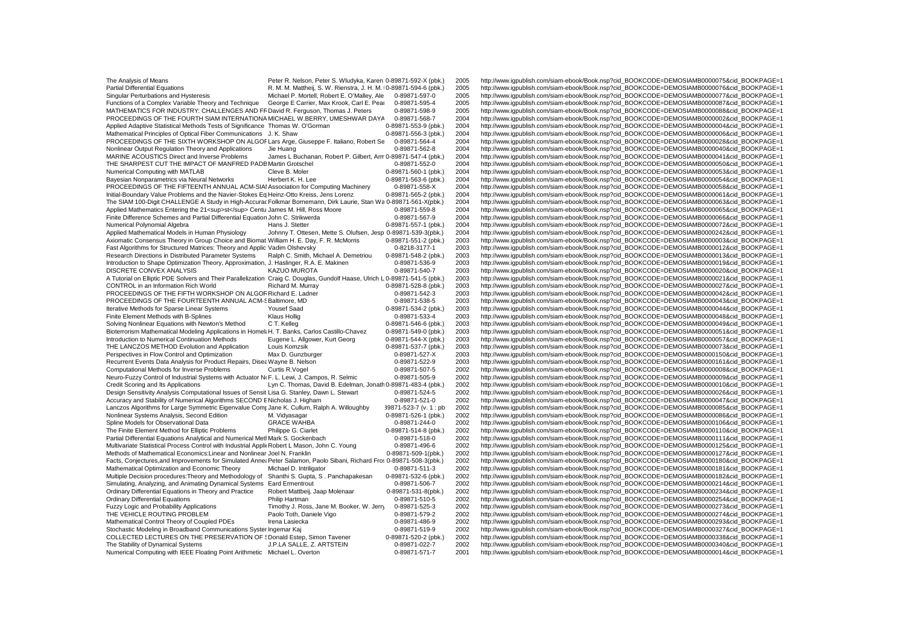| | | | | |
|---|---|---|---|---|
| The Analysis of Means | Peter R. Nelson, Peter S. Wludyka, Karen | 0-89871-592-X (pbk.) | 2005 | http://www.igpublish.com/siam-ebook/Book.nsp?cid_BOOKCODE=DEMOSIAMB0000075&cid_BOOKPAGE=1 |
| Partial Differential Equations | R. M. M. Mattheij, S. W. Rienstra, J. H. M. t | 0-89871-594-6 (pbk.) | 2005 | http://www.igpublish.com/siam-ebook/Book.nsp?cid_BOOKCODE=DEMOSIAMB0000076&cid_BOOKPAGE=1 |
| Singular Perturbations and Hysteresis | Michael P. Mortell, Robert E. O'Malley, Ale | 0-89871-597-0 | 2005 | http://www.igpublish.com/siam-ebook/Book.nsp?cid_BOOKCODE=DEMOSIAMB0000077&cid_BOOKPAGE=1 |
| Functions of a Complex Variable Theory and Technique | George E Carrier, Max Krook, Carl E. Pea | 0-89871-595-4 | 2005 | http://www.igpublish.com/siam-ebook/Book.nsp?cid_BOOKCODE=DEMOSIAMB0000087&cid_BOOKPAGE=1 |
| MATHEMATICS FOR INDUSTRY: CHALLENGES AND FR | David R. Ferguson, Thomas J. Peters | 0-89871-598-9 | 2005 | http://www.igpublish.com/siam-ebook/Book.nsp?cid_BOOKCODE=DEMOSIAMB0000088&cid_BOOKPAGE=1 |
| PROCEEDINGS OF THE FOURTH SIAM INTERNATIONA | MICHAEL W.BERRY, UMESHWAR DAYA | 0-89871-568-7 | 2004 | http://www.igpublish.com/siam-ebook/Book.nsp?cid_BOOKCODE=DEMOSIAMB0000002&cid_BOOKPAGE=1 |
| Applied Adaptive Statistical Methods Tests of Significance | Thomas W. O'Gorman | 0-89871-553-9 (pbk.) | 2004 | http://www.igpublish.com/siam-ebook/Book.nsp?cid_BOOKCODE=DEMOSIAMB0000004&cid_BOOKPAGE=1 |
| Mathematical Principles of Optical Fiber Communications | J. K. Shaw | 0-89871-556-3 (pbk.) | 2004 | http://www.igpublish.com/siam-ebook/Book.nsp?cid_BOOKCODE=DEMOSIAMB0000006&cid_BOOKPAGE=1 |
| PROCEEDINGS OF THE SIXTH WORKSHOP ON ALGOF | Lars Arge, Giuseppe F. Italiano, Robert Se | 0-89871-564-4 | 2004 | http://www.igpublish.com/siam-ebook/Book.nsp?cid_BOOKCODE=DEMOSIAMB0000028&cid_BOOKPAGE=1 |
| Nonlinear Output Regulation Theory and Applications | Jie Huang | 0-89871-562-8 | 2004 | http://www.igpublish.com/siam-ebook/Book.nsp?cid_BOOKCODE=DEMOSIAMB0000040&cid_BOOKPAGE=1 |
| MARINE ACOUSTICS Direct and Inverse Problems | James L Buchanan, Robert P. Gilbert, Arm | 0-89871-547-4 (pbk.) | 2004 | http://www.igpublish.com/siam-ebook/Book.nsp?cid_BOOKCODE=DEMOSIAMB0000041&cid_BOOKPAGE=1 |
| THE SHARPEST CUT THE IMPACT OF MANFRED PADB | Martin Grotschel | 0-89871-552-0 | 2004 | http://www.igpublish.com/siam-ebook/Book.nsp?cid_BOOKCODE=DEMOSIAMB0000050&cid_BOOKPAGE=1 |
| Numerical Computing with MATLAB | Cleve B. Moler | 0-89871-560-1 (pbk.) | 2004 | http://www.igpublish.com/siam-ebook/Book.nsp?cid_BOOKCODE=DEMOSIAMB0000053&cid_BOOKPAGE=1 |
| Bayesian Nonparametrics via Neural Networks | Herbert K. H. Lee | 0-89871-563-6 (pbk.) | 2004 | http://www.igpublish.com/siam-ebook/Book.nsp?cid_BOOKCODE=DEMOSIAMB0000054&cid_BOOKPAGE=1 |
| PROCEEDINGS OF THE FIFTEENTH ANNUAL ACM-SIAI | Association for Computing Machinery | 0-89871-558-X | 2004 | http://www.igpublish.com/siam-ebook/Book.nsp?cid_BOOKCODE=DEMOSIAMB0000058&cid_BOOKPAGE=1 |
| Initial-Boundary Value Problems and the Navier-Stokes Eq | Heinz-Otto Kreiss, Jens Lorenz | 0-89871-565-2 (pbk.) | 2004 | http://www.igpublish.com/siam-ebook/Book.nsp?cid_BOOKCODE=DEMOSIAMB0000061&cid_BOOKPAGE=1 |
| The SIAM 100-Digit CHALLENGE A Study in High-Accurac | Folkmar Bornemann, Dirk Laurie, Stan Wa | 0-89871-561-X(pbk.) | 2004 | http://www.igpublish.com/siam-ebook/Book.nsp?cid_BOOKCODE=DEMOSIAMB0000063&cid_BOOKPAGE=1 |
| Applied Mathematics Entering the 21<sup>st</sup> Centu | James M. Hill, Ross Moore | 0-89871-559-8 | 2004 | http://www.igpublish.com/siam-ebook/Book.nsp?cid_BOOKCODE=DEMOSIAMB0000065&cid_BOOKPAGE=1 |
| Finite Difference Schemes and Partial Differential Equation | John C. Strikwerda | 0-89871-567-9 | 2004 | http://www.igpublish.com/siam-ebook/Book.nsp?cid_BOOKCODE=DEMOSIAMB0000066&cid_BOOKPAGE=1 |
| Numerical Polynomial Algebra | Hans J. Stetter | 0-89871-557-1 (pbk.) | 2004 | http://www.igpublish.com/siam-ebook/Book.nsp?cid_BOOKCODE=DEMOSIAMB0000072&cid_BOOKPAGE=1 |
| Applied Mathematical Models in Human Physiology | Johnny T. Ottesen, Mette S. Olufsen, Jesp | 0-89871-539-3(pbk.) | 2004 | http://www.igpublish.com/siam-ebook/Book.nsp?cid_BOOKCODE=DEMOSIAMB0000242&cid_BOOKPAGE=1 |
| Axiomatic Consensus Theory in Group Choice and Biomat | William H. E. Day, F. R. McMorris | 0-89871-551-2 (pbk.) | 2003 | http://www.igpublish.com/siam-ebook/Book.nsp?cid_BOOKCODE=DEMOSIAMB0000003&cid_BOOKPAGE=1 |
| Fast Algorithms for Structured Matrices: Theory and Applic | Vadim Olshevsky | 0-8218-3177-1 | 2003 | http://www.igpublish.com/siam-ebook/Book.nsp?cid_BOOKCODE=DEMOSIAMB0000012&cid_BOOKPAGE=1 |
| Research Directions in Distributed Parameter Systems | Ralph C. Smith, Michael A. Demetriou | 0-89871-548-2 (pbk.) | 2003 | http://www.igpublish.com/siam-ebook/Book.nsp?cid_BOOKCODE=DEMOSIAMB0000013&cid_BOOKPAGE=1 |
| Introduction to Shape Optimization Theory, Approximation, | J. Haslinger, R.A. E. Makinen | 0-89871-536-9 | 2003 | http://www.igpublish.com/siam-ebook/Book.nsp?cid_BOOKCODE=DEMOSIAMB0000019&cid_BOOKPAGE=1 |
| DISCRETE CONVEX ANALYSIS | KAZUO MUROTA | 0-89871-540-7 | 2003 | http://www.igpublish.com/siam-ebook/Book.nsp?cid_BOOKCODE=DEMOSIAMB0000020&cid_BOOKPAGE=1 |
| A Tutorial on Elliptic PDE Solvers and Their Parallelization | Craig C. Douglas, Gundolf Haase, Ulrich L | 0-89871-541-5 (pbk.) | 2003 | http://www.igpublish.com/siam-ebook/Book.nsp?cid_BOOKCODE=DEMOSIAMB0000021&cid_BOOKPAGE=1 |
| CONTROL in an Information Rich World | Richard M. Murray | 0-89871-528-8 (pbk.) | 2003 | http://www.igpublish.com/siam-ebook/Book.nsp?cid_BOOKCODE=DEMOSIAMB0000027&cid_BOOKPAGE=1 |
| PROCEEDINGS OF THE FIFTH WORKSHOP ON ALGOR | Richard E. Ladner | 0-89871-542-3 | 2003 | http://www.igpublish.com/siam-ebook/Book.nsp?cid_BOOKCODE=DEMOSIAMB0000042&cid_BOOKPAGE=1 |
| PROCEEDINGS OF THE FOURTEENTH ANNUAL ACM-S | Baltimore, MD | 0-89871-538-5 | 2003 | http://www.igpublish.com/siam-ebook/Book.nsp?cid_BOOKCODE=DEMOSIAMB0000043&cid_BOOKPAGE=1 |
| Iterative Methods for Sparse Linear Systems | Yousef Saad | 0-89871-534-2 (pbk.) | 2003 | http://www.igpublish.com/siam-ebook/Book.nsp?cid_BOOKCODE=DEMOSIAMB0000044&cid_BOOKPAGE=1 |
| Finite Element Methods with B-Splines | Klaus Hollig | 0-89871-533-4 | 2003 | http://www.igpublish.com/siam-ebook/Book.nsp?cid_BOOKCODE=DEMOSIAMB0000048&cid_BOOKPAGE=1 |
| Solving Nonlinear Equations with Newton's Method | C T. Kelleg | 0-89871-546-6 (pbk.) | 2003 | http://www.igpublish.com/siam-ebook/Book.nsp?cid_BOOKCODE=DEMOSIAMB0000049&cid_BOOKPAGE=1 |
| Bioterrorism Mathematical Modeling Applications in Homel | H. T. Banks, Carlos Castillo-Chavez | 0-89871-549-0 (pbk.) | 2003 | http://www.igpublish.com/siam-ebook/Book.nsp?cid_BOOKCODE=DEMOSIAMB0000051&cid_BOOKPAGE=1 |
| Introduction to Numerical Continuation Methods | Eugene L. Allgower, Kurt Georg | 0-89871-544-X (pbk.) | 2003 | http://www.igpublish.com/siam-ebook/Book.nsp?cid_BOOKCODE=DEMOSIAMB0000057&cid_BOOKPAGE=1 |
| THE LANCZOS METHOD Evolution and Application | Louis Komzsik | 0-89871-537-7 (pbk.) | 2003 | http://www.igpublish.com/siam-ebook/Book.nsp?cid_BOOKCODE=DEMOSIAMB0000073&cid_BOOKPAGE=1 |
| Perspectives in Flow Control and Optimization | Max D. Gunzburger | 0-89871-527-X | 2003 | http://www.igpublish.com/siam-ebook/Book.nsp?cid_BOOKCODE=DEMOSIAMB0000150&cid_BOOKPAGE=1 |
| Recurrent Events Data Analysis for Product Repairs, Disea | Wayne B. Nelson | 0-89871-522-9 | 2003 | http://www.igpublish.com/siam-ebook/Book.nsp?cid_BOOKCODE=DEMOSIAMB0000161&cid_BOOKPAGE=1 |
| Computational Methods for Inverse Problems | Curtis R.Vogel | 0-89871-507-5 | 2002 | http://www.igpublish.com/siam-ebook/Book.nsp?cid_BOOKCODE=DEMOSIAMB0000008&cid_BOOKPAGE=1 |
| Neuro-Fuzzy Control of Industrial Systems with Actuator No | F. L. Lewi, J. Campos, R. Selmic | 0-89871-505-9 | 2002 | http://www.igpublish.com/siam-ebook/Book.nsp?cid_BOOKCODE=DEMOSIAMB0000009&cid_BOOKPAGE=1 |
| Credit Scoring and Its Applications | Lyn C. Thomas, David B. Edelman, Jonath | 0-89871-483-4 (pbk.) | 2002 | http://www.igpublish.com/siam-ebook/Book.nsp?cid_BOOKCODE=DEMOSIAMB0000010&cid_BOOKPAGE=1 |
| Design Sensitivity Analysis Computational Issues of Sensit | Lisa G. Stanley, Dawn L. Stewart | 0-89871-524-5 | 2002 | http://www.igpublish.com/siam-ebook/Book.nsp?cid_BOOKCODE=DEMOSIAMB0000026&cid_BOOKPAGE=1 |
| Accuracy and Stability of Numerical Algorithms SECOND E | Nicholas J. Higham | 0-89871-521-0 | 2002 | http://www.igpublish.com/siam-ebook/Book.nsp?cid_BOOKCODE=DEMOSIAMB0000047&cid_BOOKPAGE=1 |
| Lanczos Algorithms for Large Symmetric Eigenvalue Comp | Jane K. Cullum, Ralph A. Willoughby | 89871-523-7 (v. 1 : pb | 2002 | http://www.igpublish.com/siam-ebook/Book.nsp?cid_BOOKCODE=DEMOSIAMB0000085&cid_BOOKPAGE=1 |
| Nonlinear Systems Analysis, Second Edition | M. Vidyasagar | 0-89871-526-1 (pbk.) | 2002 | http://www.igpublish.com/siam-ebook/Book.nsp?cid_BOOKCODE=DEMOSIAMB0000086&cid_BOOKPAGE=1 |
| Spline Models for Observational Data | GRACE WAHBA | 0-89871-244-0 | 2002 | http://www.igpublish.com/siam-ebook/Book.nsp?cid_BOOKCODE=DEMOSIAMB0000106&cid_BOOKPAGE=1 |
| The Finite Element Method for Elliptic Problems | Philippe G. Ciarlet | 0-89871-514-8 (pbk.) | 2002 | http://www.igpublish.com/siam-ebook/Book.nsp?cid_BOOKCODE=DEMOSIAMB0000110&cid_BOOKPAGE=1 |
| Partial Differential Equations Analytical and Numerical Met | Mark S. Gockenbach | 0-89871-518-0 | 2002 | http://www.igpublish.com/siam-ebook/Book.nsp?cid_BOOKCODE=DEMOSIAMB0000111&cid_BOOKPAGE=1 |
| Multivariate Statistical Process Control with Industrial Appli | Robert L Mason, John C. Young | 0-89871-496-6 | 2002 | http://www.igpublish.com/siam-ebook/Book.nsp?cid_BOOKCODE=DEMOSIAMB0000125&cid_BOOKPAGE=1 |
| Methods of Mathematical Economics:Linear and Nonlinear | Joel N. Franklin | 0-89871-509-1(pbk.) | 2002 | http://www.igpublish.com/siam-ebook/Book.nsp?cid_BOOKCODE=DEMOSIAMB0000127&cid_BOOKPAGE=1 |
| Facts, Conjectures,and Improvements for Simulated Anne | Peter Salamon, Paolo Sibani, Richard Fros | 0-89871-508-3(pbk.) | 2002 | http://www.igpublish.com/siam-ebook/Book.nsp?cid_BOOKCODE=DEMOSIAMB0000180&cid_BOOKPAGE=1 |
| Mathematical Optimization and Economic Theory | Michael D. Intriligator | 0-89871-511-3 | 2002 | http://www.igpublish.com/siam-ebook/Book.nsp?cid_BOOKCODE=DEMOSIAMB0000181&cid_BOOKPAGE=1 |
| Multiple Decision procedures:Theory and Methodology of | Shanthi S. Gupta, S . Panchapakesan | 0-89871-532-6 (pbk.) | 2002 | http://www.igpublish.com/siam-ebook/Book.nsp?cid_BOOKCODE=DEMOSIAMB0000182&cid_BOOKPAGE=1 |
| Simulating, Analyzing, and Animating Dynamical Systems | Eard Ermentrout | 0-89871-506-7 | 2002 | http://www.igpublish.com/siam-ebook/Book.nsp?cid_BOOKCODE=DEMOSIAMB0000214&cid_BOOKPAGE=1 |
| Ordinary Differential Equations in Theory and Practice | Robert Mattbeij, Jaap Molenaar | 0-89871-531-8(pbk.) | 2002 | http://www.igpublish.com/siam-ebook/Book.nsp?cid_BOOKCODE=DEMOSIAMB0000234&cid_BOOKPAGE=1 |
| Ordinary Differential Equations | Philip Hartman | 0-89871-510-5 | 2002 | http://www.igpublish.com/siam-ebook/Book.nsp?cid_BOOKCODE=DEMOSIAMB0000254&cid_BOOKPAGE=1 |
| Fuzzy Logic and Probability Applications | Timothy J. Ross, Jane M. Booker, W. Jerry | 0-89871-525-3 | 2002 | http://www.igpublish.com/siam-ebook/Book.nsp?cid_BOOKCODE=DEMOSIAMB0000273&cid_BOOKPAGE=1 |
| THE VEHICLE ROUTING PROBLEM | Paolo Toth, Daniele Vigo | 0-89871-579-2 | 2002 | http://www.igpublish.com/siam-ebook/Book.nsp?cid_BOOKCODE=DEMOSIAMB0000274&cid_BOOKPAGE=1 |
| Mathematical Control Theory of Coupled PDEs | Irena Lasiecka | 0-89871-486-9 | 2002 | http://www.igpublish.com/siam-ebook/Book.nsp?cid_BOOKCODE=DEMOSIAMB0000293&cid_BOOKPAGE=1 |
| Stochastic Modeling in Broadband Communications Syster | Ingemar Kaj | 0-89871-519-9 | 2002 | http://www.igpublish.com/siam-ebook/Book.nsp?cid_BOOKCODE=DEMOSIAMB0000327&cid_BOOKPAGE=1 |
| COLLECTED LECTURES ON THE PRESERVATION OF S | Donald Estep, Simon Tavener | 0-89871-520-2 (pbk.) | 2002 | http://www.igpublish.com/siam-ebook/Book.nsp?cid_BOOKCODE=DEMOSIAMB0000338&cid_BOOKPAGE=1 |
| The Stability of Dynamical Systems | J.P.LA SALLE, Z. ARTSTEIN | 0-89871-022-7 | 2002 | http://www.igpublish.com/siam-ebook/Book.nsp?cid_BOOKCODE=DEMOSIAMB0000340&cid_BOOKPAGE=1 |
| Numerical Computing with IEEE Floating Point Arithmetic | Michael L. Overton | 0-89871-571-7 | 2001 | http://www.igpublish.com/siam-ebook/Book.nsp?cid_BOOKCODE=DEMOSIAMB0000014&cid_BOOKPAGE=1 |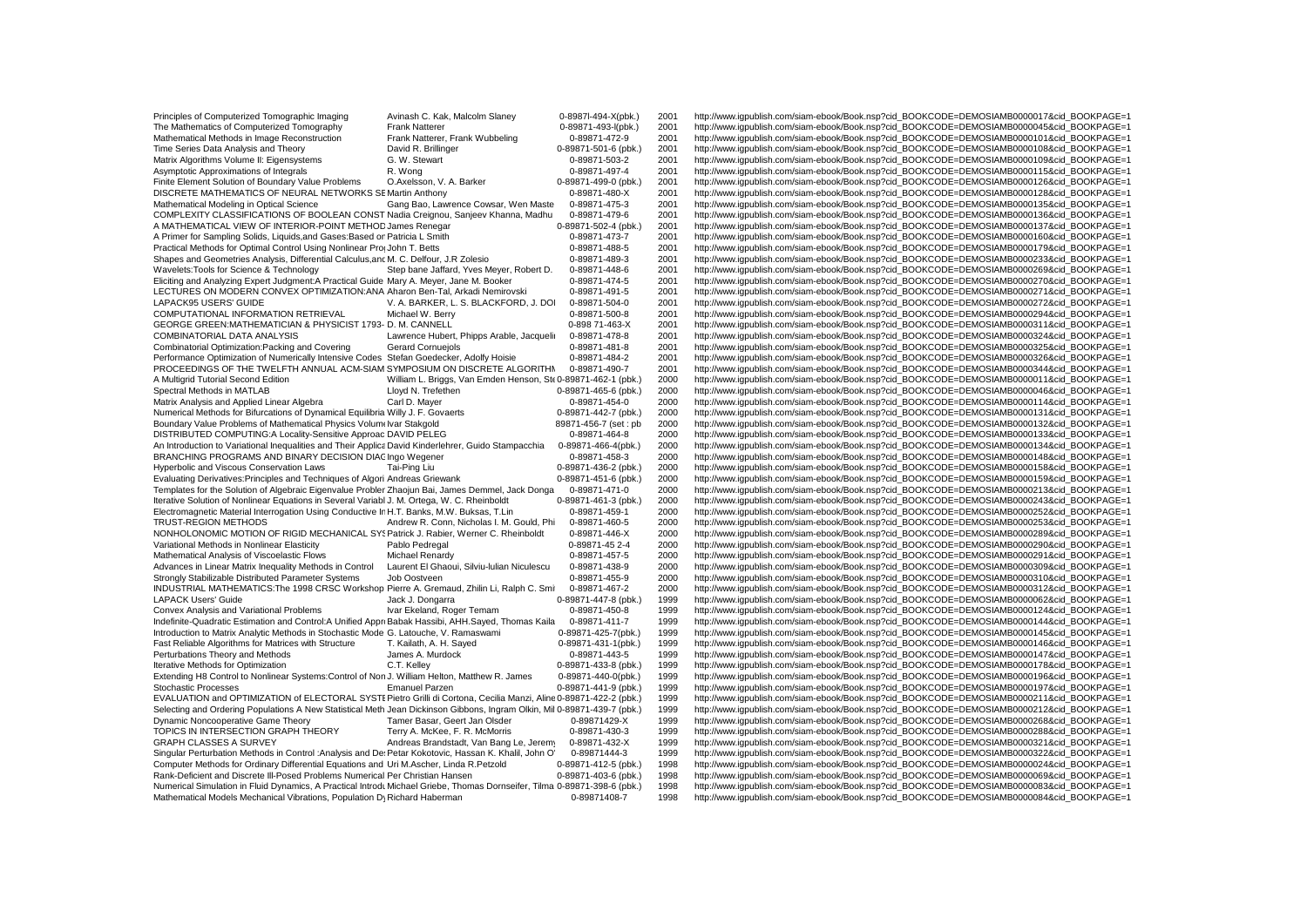| | | | | |
|---|---|---|---|---|
| Principles of Computerized Tomographic Imaging | Avinash C. Kak, Malcolm Slaney | 0-89871-494-X(pbk.) | 2001 | http://www.igpublish.com/siam-ebook/Book.nsp?cid_BOOKCODE=DEMOSIAMB0000017&cid_BOOKPAGE=1 |
| The Mathematics of Computerized Tomography | Frank Natterer | 0-89871-493-l(pbk.) | 2001 | http://www.igpublish.com/siam-ebook/Book.nsp?cid_BOOKCODE=DEMOSIAMB0000045&cid_BOOKPAGE=1 |
| Mathematical Methods in Image Reconstruction | Frank Natterer, Frank Wubbeling | 0-89871-472-9 | 2001 | http://www.igpublish.com/siam-ebook/Book.nsp?cid_BOOKCODE=DEMOSIAMB0000101&cid_BOOKPAGE=1 |
| Time Series Data Analysis and Theory | David R. Brillinger | 0-89871-501-6 (pbk.) | 2001 | http://www.igpublish.com/siam-ebook/Book.nsp?cid_BOOKCODE=DEMOSIAMB0000108&cid_BOOKPAGE=1 |
| Matrix Algorithms Volume II: Eigensystems | G. W. Stewart | 0-89871-503-2 | 2001 | http://www.igpublish.com/siam-ebook/Book.nsp?cid_BOOKCODE=DEMOSIAMB0000109&cid_BOOKPAGE=1 |
| Asymptotic Approximations of Integrals | R. Wong | 0-89871-497-4 | 2001 | http://www.igpublish.com/siam-ebook/Book.nsp?cid_BOOKCODE=DEMOSIAMB0000115&cid_BOOKPAGE=1 |
| Finite Element Solution of Boundary Value Problems | O.Axelsson, V. A. Barker | 0-89871-499-0 (pbk.) | 2001 | http://www.igpublish.com/siam-ebook/Book.nsp?cid_BOOKCODE=DEMOSIAMB0000126&cid_BOOKPAGE=1 |
| DISCRETE MATHEMATICS OF NEURAL NETWORKS SE | Martin Anthony | 0-89871-480-X | 2001 | http://www.igpublish.com/siam-ebook/Book.nsp?cid_BOOKCODE=DEMOSIAMB0000128&cid_BOOKPAGE=1 |
| Mathematical Modeling in Optical Science | Gang Bao, Lawrence Cowsar, Wen Maste | 0-89871-475-3 | 2001 | http://www.igpublish.com/siam-ebook/Book.nsp?cid_BOOKCODE=DEMOSIAMB0000135&cid_BOOKPAGE=1 |
| COMPLEXITY CLASSIFICATIONS OF BOOLEAN CONST | Nadia Creignou, Sanjeev Khanna, Madhu | 0-89871-479-6 | 2001 | http://www.igpublish.com/siam-ebook/Book.nsp?cid_BOOKCODE=DEMOSIAMB0000136&cid_BOOKPAGE=1 |
| A MATHEMATICAL VIEW OF INTERIOR-POINT METHOD | James Renegar | 0-89871-502-4 (pbk.) | 2001 | http://www.igpublish.com/siam-ebook/Book.nsp?cid_BOOKCODE=DEMOSIAMB0000137&cid_BOOKPAGE=1 |
| A Primer for Sampling Solids, Liquids,and Gases:Based or | Patricia L Smith | 0-89871-473-7 | 2001 | http://www.igpublish.com/siam-ebook/Book.nsp?cid_BOOKCODE=DEMOSIAMB0000160&cid_BOOKPAGE=1 |
| Practical Methods for Optimal Control Using Nonlinear Pro | John T. Betts | 0-89871-488-5 | 2001 | http://www.igpublish.com/siam-ebook/Book.nsp?cid_BOOKCODE=DEMOSIAMB0000179&cid_BOOKPAGE=1 |
| Shapes and Geometries Analysis, Differential Calculus,and | M. C. Delfour, J.R Zolesio | 0-89871-489-3 | 2001 | http://www.igpublish.com/siam-ebook/Book.nsp?cid_BOOKCODE=DEMOSIAMB0000233&cid_BOOKPAGE=1 |
| Wavelets:Tools for Science & Technology | Step bane Jaffard, Yves Meyer, Robert D. | 0-89871-448-6 | 2001 | http://www.igpublish.com/siam-ebook/Book.nsp?cid_BOOKCODE=DEMOSIAMB0000269&cid_BOOKPAGE=1 |
| Eliciting and Analyzing Expert Judgment:A Practical Guide | Mary A. Meyer, Jane M. Booker | 0-89871-474-5 | 2001 | http://www.igpublish.com/siam-ebook/Book.nsp?cid_BOOKCODE=DEMOSIAMB0000270&cid_BOOKPAGE=1 |
| LECTURES ON MODERN CONVEX OPTIMIZATION:ANA | Aharon Ben-Tal, Arkadi Nemirovski | 0-89871-491-5 | 2001 | http://www.igpublish.com/siam-ebook/Book.nsp?cid_BOOKCODE=DEMOSIAMB0000271&cid_BOOKPAGE=1 |
| LAPACK95 USERS' GUIDE | V. A. BARKER, L. S. BLACKFORD, J. DOI | 0-89871-504-0 | 2001 | http://www.igpublish.com/siam-ebook/Book.nsp?cid_BOOKCODE=DEMOSIAMB0000272&cid_BOOKPAGE=1 |
| COMPUTATIONAL INFORMATION RETRIEVAL | Michael W. Berry | 0-89871-500-8 | 2001 | http://www.igpublish.com/siam-ebook/Book.nsp?cid_BOOKCODE=DEMOSIAMB0000294&cid_BOOKPAGE=1 |
| GEORGE GREEN:MATHEMATICIAN & PHYSICIST 1793- | D. M. CANNELL | 0-898 71-463-X | 2001 | http://www.igpublish.com/siam-ebook/Book.nsp?cid_BOOKCODE=DEMOSIAMB0000311&cid_BOOKPAGE=1 |
| COMBINATORIAL DATA ANALYSIS | Lawrence Hubert, Phipps Arable, Jacqueli | 0-89871-478-8 | 2001 | http://www.igpublish.com/siam-ebook/Book.nsp?cid_BOOKCODE=DEMOSIAMB0000324&cid_BOOKPAGE=1 |
| Combinatorial Optimization:Packing and Covering | Gerard Cornuejols | 0-89871-481-8 | 2001 | http://www.igpublish.com/siam-ebook/Book.nsp?cid_BOOKCODE=DEMOSIAMB0000325&cid_BOOKPAGE=1 |
| Performance Optimization of Numerically Intensive Codes | Stefan Goedecker, Adolfy Hoisie | 0-89871-484-2 | 2001 | http://www.igpublish.com/siam-ebook/Book.nsp?cid_BOOKCODE=DEMOSIAMB0000326&cid_BOOKPAGE=1 |
| PROCEEDINGS OF THE TWELFTH ANNUAL ACM-SIAM SYMPOSIUM ON DISCRETE ALGORITHM | | 0-89871-490-7 | 2001 | http://www.igpublish.com/siam-ebook/Book.nsp?cid_BOOKCODE=DEMOSIAMB0000344&cid_BOOKPAGE=1 |
| A Multigrid Tutorial Second Edition | William L. Briggs, Van Emden Henson, Ste | 0-89871-462-1 (pbk.) | 2000 | http://www.igpublish.com/siam-ebook/Book.nsp?cid_BOOKCODE=DEMOSIAMB0000011&cid_BOOKPAGE=1 |
| Spectral Methods in MATLAB | Lloyd N. Trefethen | 0-89871-465-6 (pbk.) | 2000 | http://www.igpublish.com/siam-ebook/Book.nsp?cid_BOOKCODE=DEMOSIAMB0000046&cid_BOOKPAGE=1 |
| Matrix Analysis and Applied Linear Algebra | Carl D. Mayer | 0-89871-454-0 | 2000 | http://www.igpublish.com/siam-ebook/Book.nsp?cid_BOOKCODE=DEMOSIAMB0000114&cid_BOOKPAGE=1 |
| Numerical Methods for Bifurcations of Dynamical Equilibria | Willy J. F. Govaerts | 0-89871-442-7 (pbk.) | 2000 | http://www.igpublish.com/siam-ebook/Book.nsp?cid_BOOKCODE=DEMOSIAMB0000131&cid_BOOKPAGE=1 |
| Boundary Value Problems of Mathematical Physics Volume | Ivar Stakgold | 89871-456-7 (set : pb | 2000 | http://www.igpublish.com/siam-ebook/Book.nsp?cid_BOOKCODE=DEMOSIAMB0000132&cid_BOOKPAGE=1 |
| DISTRIBUTED COMPUTING:A Locality-Sensitive Approac | DAVID PELEG | 0-89871-464-8 | 2000 | http://www.igpublish.com/siam-ebook/Book.nsp?cid_BOOKCODE=DEMOSIAMB0000133&cid_BOOKPAGE=1 |
| An Introduction to Variational Inequalities and Their Applica | David Kinderlehrer, Guido Stampacchia | 0-89871-466-4(pbk.) | 2000 | http://www.igpublish.com/siam-ebook/Book.nsp?cid_BOOKCODE=DEMOSIAMB0000134&cid_BOOKPAGE=1 |
| BRANCHING PROGRAMS AND BINARY DECISION DIAG | Ingo Wegener | 0-89871-458-3 | 2000 | http://www.igpublish.com/siam-ebook/Book.nsp?cid_BOOKCODE=DEMOSIAMB0000148&cid_BOOKPAGE=1 |
| Hyperbolic and Viscous Conservation Laws | Tai-Ping Liu | 0-89871-436-2 (pbk.) | 2000 | http://www.igpublish.com/siam-ebook/Book.nsp?cid_BOOKCODE=DEMOSIAMB0000158&cid_BOOKPAGE=1 |
| Evaluating Derivatives:Principles and Techniques of Algori | Andreas Griewank | 0-89871-451-6 (pbk.) | 2000 | http://www.igpublish.com/siam-ebook/Book.nsp?cid_BOOKCODE=DEMOSIAMB0000159&cid_BOOKPAGE=1 |
| Templates for the Solution of Algebraic Eigenvalue Probler | Zhaojun Bai, James Demmel, Jack Donga | 0-89871-471-0 | 2000 | http://www.igpublish.com/siam-ebook/Book.nsp?cid_BOOKCODE=DEMOSIAMB0000213&cid_BOOKPAGE=1 |
| Iterative Solution of Nonlinear Equations in Several Variabl | J. M. Ortega, W. C. Rheinboldt | 0-89871-461-3 (pbk.) | 2000 | http://www.igpublish.com/siam-ebook/Book.nsp?cid_BOOKCODE=DEMOSIAMB0000243&cid_BOOKPAGE=1 |
| Electromagnetic Material Interrogation Using Conductive In | H.T. Banks, M.W. Buksas, T.Lin | 0-89871-459-1 | 2000 | http://www.igpublish.com/siam-ebook/Book.nsp?cid_BOOKCODE=DEMOSIAMB0000252&cid_BOOKPAGE=1 |
| TRUST-REGION METHODS | Andrew R. Conn, Nicholas I. M. Gould, Phi | 0-89871-460-5 | 2000 | http://www.igpublish.com/siam-ebook/Book.nsp?cid_BOOKCODE=DEMOSIAMB0000253&cid_BOOKPAGE=1 |
| NONHOLONOMIC MOTION OF RIGID MECHANICAL SYS | Patrick J. Rabier, Werner C. Rheinboldt | 0-89871-446-X | 2000 | http://www.igpublish.com/siam-ebook/Book.nsp?cid_BOOKCODE=DEMOSIAMB0000289&cid_BOOKPAGE=1 |
| Variational Methods in Nonlinear Elasticity | Pablo Pedregal | 0-89871-45 2-4 | 2000 | http://www.igpublish.com/siam-ebook/Book.nsp?cid_BOOKCODE=DEMOSIAMB0000290&cid_BOOKPAGE=1 |
| Mathematical Analysis of Viscoelastic Flows | Michael Renardy | 0-89871-457-5 | 2000 | http://www.igpublish.com/siam-ebook/Book.nsp?cid_BOOKCODE=DEMOSIAMB0000291&cid_BOOKPAGE=1 |
| Advances in Linear Matrix Inequality Methods in Control | Laurent El Ghaoui, Silviu-Iulian Niculescu | 0-89871-438-9 | 2000 | http://www.igpublish.com/siam-ebook/Book.nsp?cid_BOOKCODE=DEMOSIAMB0000309&cid_BOOKPAGE=1 |
| Strongly Stabilizable Distributed Parameter Systems | Job Oostveen | 0-89871-455-9 | 2000 | http://www.igpublish.com/siam-ebook/Book.nsp?cid_BOOKCODE=DEMOSIAMB0000310&cid_BOOKPAGE=1 |
| INDUSTRIAL MATHEMATICS:The 1998 CRSC Workshop | Pierre A. Gremaud, Zhilin Li, Ralph C. Smi | 0-89871-467-2 | 2000 | http://www.igpublish.com/siam-ebook/Book.nsp?cid_BOOKCODE=DEMOSIAMB0000312&cid_BOOKPAGE=1 |
| LAPACK Users' Guide | Jack J. Dongarra | 0-89871-447-8 (pbk.) | 1999 | http://www.igpublish.com/siam-ebook/Book.nsp?cid_BOOKCODE=DEMOSIAMB0000062&cid_BOOKPAGE=1 |
| Convex Analysis and Variational Problems | Ivar Ekeland, Roger Temam | 0-89871-450-8 | 1999 | http://www.igpublish.com/siam-ebook/Book.nsp?cid_BOOKCODE=DEMOSIAMB0000124&cid_BOOKPAGE=1 |
| Indefinite-Quadratic Estimation and Control:A Unified Appr | Babak Hassibi, AHH.Sayed, Thomas Kaila | 0-89871-411-7 | 1999 | http://www.igpublish.com/siam-ebook/Book.nsp?cid_BOOKCODE=DEMOSIAMB0000144&cid_BOOKPAGE=1 |
| Introduction to Matrix Analytic Methods in Stochastic Mode | G. Latouche, V. Ramaswami | 0-89871-425-7(pbk.) | 1999 | http://www.igpublish.com/siam-ebook/Book.nsp?cid_BOOKCODE=DEMOSIAMB0000145&cid_BOOKPAGE=1 |
| Fast Reliable Algorithms for Matrices with Structure | T. Kailath, A. H. Sayed | 0-89871-431-1(pbk.) | 1999 | http://www.igpublish.com/siam-ebook/Book.nsp?cid_BOOKCODE=DEMOSIAMB0000146&cid_BOOKPAGE=1 |
| Perturbations Theory and Methods | James A. Murdock | 0-89871-443-5 | 1999 | http://www.igpublish.com/siam-ebook/Book.nsp?cid_BOOKCODE=DEMOSIAMB0000147&cid_BOOKPAGE=1 |
| Iterative Methods for Optimization | C.T. Kelley | 0-89871-433-8 (pbk.) | 1999 | http://www.igpublish.com/siam-ebook/Book.nsp?cid_BOOKCODE=DEMOSIAMB0000178&cid_BOOKPAGE=1 |
| Extending H8 Control to Nonlinear Systems:Control of Non | J. William Helton, Matthew R. James | 0-89871-440-0(pbk.) | 1999 | http://www.igpublish.com/siam-ebook/Book.nsp?cid_BOOKCODE=DEMOSIAMB0000196&cid_BOOKPAGE=1 |
| Stochastic Processes | Emanuel Parzen | 0-89871-441-9 (pbk.) | 1999 | http://www.igpublish.com/siam-ebook/Book.nsp?cid_BOOKCODE=DEMOSIAMB0000197&cid_BOOKPAGE=1 |
| EVALUATION and OPTIMIZATION of ELECTORAL SYSTE | Pietro Grilli di Cortona, Cecilia Manzi, Aline | 0-89871-422-2 (pbk.) | 1999 | http://www.igpublish.com/siam-ebook/Book.nsp?cid_BOOKCODE=DEMOSIAMB0000211&cid_BOOKPAGE=1 |
| Selecting and Ordering Populations A New Statistical Meth | Jean Dickinson Gibbons, Ingram Olkin, Mil | 0-89871-439-7 (pbk.) | 1999 | http://www.igpublish.com/siam-ebook/Book.nsp?cid_BOOKCODE=DEMOSIAMB0000212&cid_BOOKPAGE=1 |
| Dynamic Noncooperative Game Theory | Tamer Basar, Geert Jan Olsder | 0-89871429-X | 1999 | http://www.igpublish.com/siam-ebook/Book.nsp?cid_BOOKCODE=DEMOSIAMB0000268&cid_BOOKPAGE=1 |
| TOPICS IN INTERSECTION GRAPH THEORY | Terry A. McKee, F. R. McMorris | 0-89871-430-3 | 1999 | http://www.igpublish.com/siam-ebook/Book.nsp?cid_BOOKCODE=DEMOSIAMB0000288&cid_BOOKPAGE=1 |
| GRAPH CLASSES A SURVEY | Andreas Brandstadt, Van Bang Le, Jeremy | 0-89871-432-X | 1999 | http://www.igpublish.com/siam-ebook/Book.nsp?cid_BOOKCODE=DEMOSIAMB0000321&cid_BOOKPAGE=1 |
| Singular Perturbation Methods in Control :Analysis and De | Petar Kokotovic, Hassan K. Khalil, John O' | 0-89871444-3 | 1999 | http://www.igpublish.com/siam-ebook/Book.nsp?cid_BOOKCODE=DEMOSIAMB0000322&cid_BOOKPAGE=1 |
| Computer Methods for Ordinary Differential Equations and | Uri M.Ascher, Linda R.Petzold | 0-89871-412-5 (pbk.) | 1998 | http://www.igpublish.com/siam-ebook/Book.nsp?cid_BOOKCODE=DEMOSIAMB0000024&cid_BOOKPAGE=1 |
| Rank-Deficient and Discrete Ill-Posed Problems Numerical | Per Christian Hansen | 0-89871-403-6 (pbk.) | 1998 | http://www.igpublish.com/siam-ebook/Book.nsp?cid_BOOKCODE=DEMOSIAMB0000069&cid_BOOKPAGE=1 |
| Numerical Simulation in Fluid Dynamics, A Practical Introdu | Michael Griebe, Thomas Dornseifer, Tilma | 0-89871-398-6 (pbk.) | 1998 | http://www.igpublish.com/siam-ebook/Book.nsp?cid_BOOKCODE=DEMOSIAMB0000083&cid_BOOKPAGE=1 |
| Mathematical Models Mechanical Vibrations, Population Dy | Richard Haberman | 0-89871408-7 | 1998 | http://www.igpublish.com/siam-ebook/Book.nsp?cid_BOOKCODE=DEMOSIAMB0000084&cid_BOOKPAGE=1 |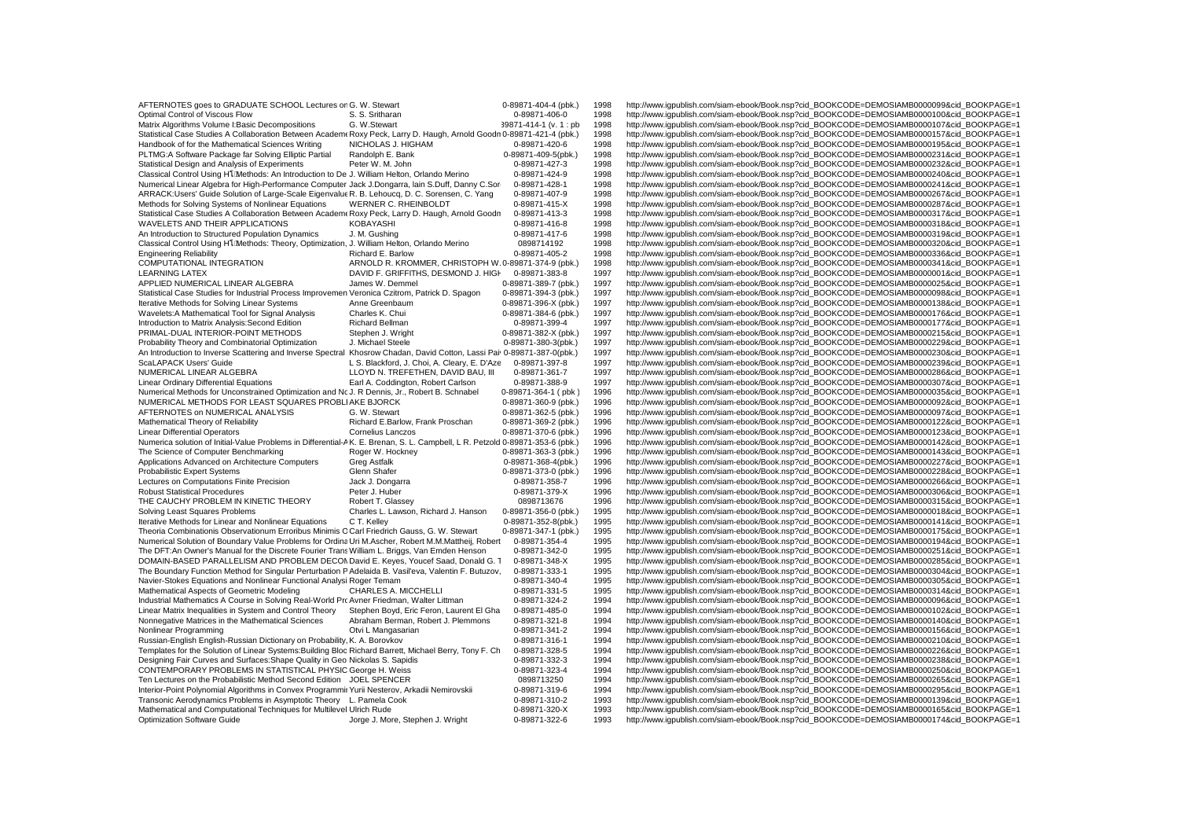| | | | | |
|---|---|---|---|---|
| AFTERNOTES goes to GRADUATE SCHOOL Lectures on | G. W. Stewart | 0-89871-404-4 (pbk.) | 1998 | http://www.igpublish.com/siam-ebook/Book.nsp?cid_BOOKCODE=DEMOSIAMB0000099&cid_BOOKPAGE=1 |
| Optimal Control of Viscous Flow | S. S. Sritharan | 0-89871-406-0 | 1998 | http://www.igpublish.com/siam-ebook/Book.nsp?cid_BOOKCODE=DEMOSIAMB0000100&cid_BOOKPAGE=1 |
| Matrix Algorithms Volume I:Basic Decompositions | G. W.Stewart | 39871-414-1 (v. 1 : pb | 1998 | http://www.igpublish.com/siam-ebook/Book.nsp?cid_BOOKCODE=DEMOSIAMB0000107&cid_BOOKPAGE=1 |
| Statistical Case Studies A Collaboration Between Academ | Roxy Peck, Larry D. Haugh, Arnold Goodn | 0-89871-421-4 (pbk.) | 1998 | http://www.igpublish.com/siam-ebook/Book.nsp?cid_BOOKCODE=DEMOSIAMB0000157&cid_BOOKPAGE=1 |
| Handbook of for the Mathematical Sciences Writing | NICHOLAS J. HIGHAM | 0-89871-420-6 | 1998 | http://www.igpublish.com/siam-ebook/Book.nsp?cid_BOOKCODE=DEMOSIAMB0000195&cid_BOOKPAGE=1 |
| PLTMG:A Software Package far Solving Elliptic Partial | Randolph E. Bank | 0-89871-409-5(pbk.) | 1998 | http://www.igpublish.com/siam-ebook/Book.nsp?cid_BOOKCODE=DEMOSIAMB0000231&cid_BOOKPAGE=1 |
| Statistical Design and Analysis of Experiments | Peter W. M. John | 0-89871-427-3 | 1998 | http://www.igpublish.com/siam-ebook/Book.nsp?cid_BOOKCODE=DEMOSIAMB0000232&cid_BOOKPAGE=1 |
| Classical Control Using H∞Methods: An Introduction to De | J. William Helton, Orlando Merino | 0-89871-424-9 | 1998 | http://www.igpublish.com/siam-ebook/Book.nsp?cid_BOOKCODE=DEMOSIAMB0000240&cid_BOOKPAGE=1 |
| Numerical Linear Algebra for High-Performance Computer | Jack J.Dongarra, Iain S.Duff, Danny C.Sor | 0-89871-428-1 | 1998 | http://www.igpublish.com/siam-ebook/Book.nsp?cid_BOOKCODE=DEMOSIAMB0000241&cid_BOOKPAGE=1 |
| ARRACK:Users' Guide Solution of Large-Scale Eigenvalue | R. B. Lehoucq, D. C. Sorensen, C. Yang | 0-89871-407-9 | 1998 | http://www.igpublish.com/siam-ebook/Book.nsp?cid_BOOKCODE=DEMOSIAMB0000267&cid_BOOKPAGE=1 |
| Methods for Solving Systems of Nonlinear Equations | WERNER C. RHEINBOLDT | 0-89871-415-X | 1998 | http://www.igpublish.com/siam-ebook/Book.nsp?cid_BOOKCODE=DEMOSIAMB0000287&cid_BOOKPAGE=1 |
| Statistical Case Studies A Collaboration Between Academ | Roxy Peck, Larry D. Haugh, Arnold Goodn | 0-89871-413-3 | 1998 | http://www.igpublish.com/siam-ebook/Book.nsp?cid_BOOKCODE=DEMOSIAMB0000317&cid_BOOKPAGE=1 |
| WAVELETS AND THEIR APPLICATIONS | KOBAYASHI | 0-89871-416-8 | 1998 | http://www.igpublish.com/siam-ebook/Book.nsp?cid_BOOKCODE=DEMOSIAMB0000318&cid_BOOKPAGE=1 |
| An Introduction to Structured Population Dynamics | J. M. Gushing | 0-89871-417-6 | 1998 | http://www.igpublish.com/siam-ebook/Book.nsp?cid_BOOKCODE=DEMOSIAMB0000319&cid_BOOKPAGE=1 |
| Classical Control Using H∞Methods: Theory, Optimization, | J. William Helton, Orlando Merino | 0898714192 | 1998 | http://www.igpublish.com/siam-ebook/Book.nsp?cid_BOOKCODE=DEMOSIAMB0000320&cid_BOOKPAGE=1 |
| Engineering Reliability | Richard E. Barlow | 0-89871-405-2 | 1998 | http://www.igpublish.com/siam-ebook/Book.nsp?cid_BOOKCODE=DEMOSIAMB0000336&cid_BOOKPAGE=1 |
| COMPUTATIONAL INTEGRATION | ARNOLD R. KROMMER, CHRISTOPH W. | 0-89871-374-9 (pbk.) | 1998 | http://www.igpublish.com/siam-ebook/Book.nsp?cid_BOOKCODE=DEMOSIAMB0000341&cid_BOOKPAGE=1 |
| LEARNING LATEX | DAVID F. GRIFFITHS, DESMOND J. HIGH | 0-89871-383-8 | 1997 | http://www.igpublish.com/siam-ebook/Book.nsp?cid_BOOKCODE=DEMOSIAMB0000001&cid_BOOKPAGE=1 |
| APPLIED NUMERICAL LINEAR ALGEBRA | James W. Demmel | 0-89871-389-7 (pbk.) | 1997 | http://www.igpublish.com/siam-ebook/Book.nsp?cid_BOOKCODE=DEMOSIAMB0000025&cid_BOOKPAGE=1 |
| Statistical Case Studies for Industrial Process Improvemen | Veronica Czitrom, Patrick D. Spagon | 0-89871-394-3 (pbk.) | 1997 | http://www.igpublish.com/siam-ebook/Book.nsp?cid_BOOKCODE=DEMOSIAMB0000098&cid_BOOKPAGE=1 |
| Iterative Methods for Solving Linear Systems | Anne Greenbaum | 0-89871-396-X (pbk.) | 1997 | http://www.igpublish.com/siam-ebook/Book.nsp?cid_BOOKCODE=DEMOSIAMB0000138&cid_BOOKPAGE=1 |
| Wavelets:A Mathematical Tool for Signal Analysis | Charles K. Chui | 0-89871-384-6 (pbk.) | 1997 | http://www.igpublish.com/siam-ebook/Book.nsp?cid_BOOKCODE=DEMOSIAMB0000176&cid_BOOKPAGE=1 |
| Introduction to Matrix Analysis:Second Edition | Richard Bellman | 0-89871-399-4 | 1997 | http://www.igpublish.com/siam-ebook/Book.nsp?cid_BOOKCODE=DEMOSIAMB0000177&cid_BOOKPAGE=1 |
| PRIMAL-DUAL INTERIOR-POINT METHODS | Stephen J. Wright | 0-89871-382-X (pbk.) | 1997 | http://www.igpublish.com/siam-ebook/Book.nsp?cid_BOOKCODE=DEMOSIAMB0000215&cid_BOOKPAGE=1 |
| Probability Theory and Combinatorial Optimization | J. Michael Steele | 0-89871-380-3(pbk.) | 1997 | http://www.igpublish.com/siam-ebook/Book.nsp?cid_BOOKCODE=DEMOSIAMB0000229&cid_BOOKPAGE=1 |
| An Introduction to Inverse Scattering and Inverse Spectral | Khosrow Chadan, David Cotton, Lassi Pai | 0-89871-387-0(pbk.) | 1997 | http://www.igpublish.com/siam-ebook/Book.nsp?cid_BOOKCODE=DEMOSIAMB0000230&cid_BOOKPAGE=1 |
| ScaLAPACK Users' Guide | L. S. Blackford, J. Choi, A. Cleary, E. D'Aze | 0-89871-397-8 | 1997 | http://www.igpublish.com/siam-ebook/Book.nsp?cid_BOOKCODE=DEMOSIAMB0000239&cid_BOOKPAGE=1 |
| NUMERICAL LINEAR ALGEBRA | LLOYD N. TREFETHEN, DAVID BAU, III | 0-89871-361-7 | 1997 | http://www.igpublish.com/siam-ebook/Book.nsp?cid_BOOKCODE=DEMOSIAMB0000286&cid_BOOKPAGE=1 |
| Linear Ordinary Differential Equations | Earl A. Coddington, Robert Carlson | 0-89871-388-9 | 1997 | http://www.igpublish.com/siam-ebook/Book.nsp?cid_BOOKCODE=DEMOSIAMB0000307&cid_BOOKPAGE=1 |
| Numerical Methods for Unconstrained Optimization and Nc | J. R Dennis, Jr., Robert B. Schnabel | 0-89871-364-1 ( pbk ) | 1996 | http://www.igpublish.com/siam-ebook/Book.nsp?cid_BOOKCODE=DEMOSIAMB0000035&cid_BOOKPAGE=1 |
| NUMERICAL METHODS FOR LEAST SQUARES PROBLI | AKE BJORCK | 0-89871-360-9 (pbk.) | 1996 | http://www.igpublish.com/siam-ebook/Book.nsp?cid_BOOKCODE=DEMOSIAMB0000092&cid_BOOKPAGE=1 |
| AFTERNOTES on NUMERICAL ANALYSIS | G. W. Stewart | 0-89871-362-5 (pbk.) | 1996 | http://www.igpublish.com/siam-ebook/Book.nsp?cid_BOOKCODE=DEMOSIAMB0000097&cid_BOOKPAGE=1 |
| Mathematical Theory of Reliability | Richard E.Barlow, Frank Proschan | 0-89871-369-2 (pbk.) | 1996 | http://www.igpublish.com/siam-ebook/Book.nsp?cid_BOOKCODE=DEMOSIAMB0000122&cid_BOOKPAGE=1 |
| Linear Differential Operators | Cornelius Lanczos | 0-89871-370-6 (pbk.) | 1996 | http://www.igpublish.com/siam-ebook/Book.nsp?cid_BOOKCODE=DEMOSIAMB0000123&cid_BOOKPAGE=1 |
| Numerica solution of Initial-Value Problems in Differential-A | K. E. Brenan, S. L. Campbell, L R. Petzold | 0-89871-353-6 (pbk.) | 1996 | http://www.igpublish.com/siam-ebook/Book.nsp?cid_BOOKCODE=DEMOSIAMB0000142&cid_BOOKPAGE=1 |
| The Science of Computer Benchmarking | Roger W. Hockney | 0-89871-363-3 (pbk.) | 1996 | http://www.igpublish.com/siam-ebook/Book.nsp?cid_BOOKCODE=DEMOSIAMB0000143&cid_BOOKPAGE=1 |
| Applications Advanced on Architecture Computers | Greg Astfalk | 0-89871-368-4(pbk.) | 1996 | http://www.igpublish.com/siam-ebook/Book.nsp?cid_BOOKCODE=DEMOSIAMB0000227&cid_BOOKPAGE=1 |
| Probabilistic Expert Systems | Glenn Shafer | 0-89871-373-0 (pbk.) | 1996 | http://www.igpublish.com/siam-ebook/Book.nsp?cid_BOOKCODE=DEMOSIAMB0000228&cid_BOOKPAGE=1 |
| Lectures on Computations Finite Precision | Jack J. Dongarra | 0-89871-358-7 | 1996 | http://www.igpublish.com/siam-ebook/Book.nsp?cid_BOOKCODE=DEMOSIAMB0000266&cid_BOOKPAGE=1 |
| Robust Statistical Procedures | Peter J. Huber | 0-89871-379-X | 1996 | http://www.igpublish.com/siam-ebook/Book.nsp?cid_BOOKCODE=DEMOSIAMB0000306&cid_BOOKPAGE=1 |
| THE CAUCHY PROBLEM IN KINETIC THEORY | Robert T. Glassey | 0898713676 | 1996 | http://www.igpublish.com/siam-ebook/Book.nsp?cid_BOOKCODE=DEMOSIAMB0000315&cid_BOOKPAGE=1 |
| Solving Least Squares Problems | Charles L. Lawson, Richard J. Hanson | 0-89871-356-0 (pbk.) | 1995 | http://www.igpublish.com/siam-ebook/Book.nsp?cid_BOOKCODE=DEMOSIAMB0000018&cid_BOOKPAGE=1 |
| Iterative Methods for Linear and Nonlinear Equations | C T. Kelley | 0-89871-352-8(pbk.) | 1995 | http://www.igpublish.com/siam-ebook/Book.nsp?cid_BOOKCODE=DEMOSIAMB0000141&cid_BOOKPAGE=1 |
| Theoria Combinationis Observationum Erroribus Minimis O | Carl Friedrich Gauss, G. W. Stewart | 0-89871-347-1 (pbk.) | 1995 | http://www.igpublish.com/siam-ebook/Book.nsp?cid_BOOKCODE=DEMOSIAMB0000175&cid_BOOKPAGE=1 |
| Numerical Solution of Boundary Value Problems for Ordina | Uri M.Ascher, Robert M.M.Mattheij, Robert | 0-89871-354-4 | 1995 | http://www.igpublish.com/siam-ebook/Book.nsp?cid_BOOKCODE=DEMOSIAMB0000194&cid_BOOKPAGE=1 |
| The DFT:An Owner's Manual for the Discrete Fourier Trans | William L. Briggs, Van Emden Henson | 0-89871-342-0 | 1995 | http://www.igpublish.com/siam-ebook/Book.nsp?cid_BOOKCODE=DEMOSIAMB0000251&cid_BOOKPAGE=1 |
| DOMAIN-BASED PARALLELISM AND PROBLEM DECON | David E. Keyes, Youcef Saad, Donald G. T | 0-89871-348-X | 1995 | http://www.igpublish.com/siam-ebook/Book.nsp?cid_BOOKCODE=DEMOSIAMB0000285&cid_BOOKPAGE=1 |
| The Boundary Function Method for Singular Perturbation P | Adelaida B. Vasil'eva, Valentin F. Butuzov, | 0-89871-333-1 | 1995 | http://www.igpublish.com/siam-ebook/Book.nsp?cid_BOOKCODE=DEMOSIAMB0000304&cid_BOOKPAGE=1 |
| Navier-Stokes Equations and Nonlinear Functional Analysi | Roger Temam | 0-89871-340-4 | 1995 | http://www.igpublish.com/siam-ebook/Book.nsp?cid_BOOKCODE=DEMOSIAMB0000305&cid_BOOKPAGE=1 |
| Mathematical Aspects of Geometric Modeling | CHARLES A. MICCHELLI | 0-89871-331-5 | 1995 | http://www.igpublish.com/siam-ebook/Book.nsp?cid_BOOKCODE=DEMOSIAMB0000314&cid_BOOKPAGE=1 |
| Industrial Mathematics A Course in Solving Real-World Pr | Avner Friedman, Walter Littman | 0-89871-324-2 | 1994 | http://www.igpublish.com/siam-ebook/Book.nsp?cid_BOOKCODE=DEMOSIAMB0000096&cid_BOOKPAGE=1 |
| Linear Matrix Inequalities in System and Control Theory | Stephen Boyd, Eric Feron, Laurent El Gha | 0-89871-485-0 | 1994 | http://www.igpublish.com/siam-ebook/Book.nsp?cid_BOOKCODE=DEMOSIAMB0000102&cid_BOOKPAGE=1 |
| Nonnegative Matrices in the Mathematical Sciences | Abraham Berman, Robert J. Plemmons | 0-89871-321-8 | 1994 | http://www.igpublish.com/siam-ebook/Book.nsp?cid_BOOKCODE=DEMOSIAMB0000140&cid_BOOKPAGE=1 |
| Nonlinear Programming | Otvi L Mangasarian | 0-89871-341-2 | 1994 | http://www.igpublish.com/siam-ebook/Book.nsp?cid_BOOKCODE=DEMOSIAMB0000156&cid_BOOKPAGE=1 |
| Russian-English English-Russian Dictionary on Probability, | K. A. Borovkov | 0-89871-316-1 | 1994 | http://www.igpublish.com/siam-ebook/Book.nsp?cid_BOOKCODE=DEMOSIAMB0000210&cid_BOOKPAGE=1 |
| Templates for the Solution of Linear Systems:Building Bloc | Richard Barrett, Michael Berry, Tony F. Ch | 0-89871-328-5 | 1994 | http://www.igpublish.com/siam-ebook/Book.nsp?cid_BOOKCODE=DEMOSIAMB0000226&cid_BOOKPAGE=1 |
| Designing Fair Curves and Surfaces:Shape Quality in Geo | Nickolas S. Sapidis | 0-89871-332-3 | 1994 | http://www.igpublish.com/siam-ebook/Book.nsp?cid_BOOKCODE=DEMOSIAMB0000238&cid_BOOKPAGE=1 |
| CONTEMPORARY PROBLEMS IN STATISTICAL PHYSIC | George H. Weiss | 0-89871-323-4 | 1994 | http://www.igpublish.com/siam-ebook/Book.nsp?cid_BOOKCODE=DEMOSIAMB0000250&cid_BOOKPAGE=1 |
| Ten Lectures on the Probabilistic Method Second Edition | JOEL SPENCER | 0898713250 | 1994 | http://www.igpublish.com/siam-ebook/Book.nsp?cid_BOOKCODE=DEMOSIAMB0000265&cid_BOOKPAGE=1 |
| Interior-Point Polynomial Algorithms in Convex Programmi | Yurii Nesterov, Arkadii Nemirovskii | 0-89871-319-6 | 1994 | http://www.igpublish.com/siam-ebook/Book.nsp?cid_BOOKCODE=DEMOSIAMB0000295&cid_BOOKPAGE=1 |
| Transonic Aerodynamics Problems in Asymptotic Theory | L. Pamela Cook | 0-89871-310-2 | 1993 | http://www.igpublish.com/siam-ebook/Book.nsp?cid_BOOKCODE=DEMOSIAMB0000139&cid_BOOKPAGE=1 |
| Mathematical and Computational Techniques for Multilevel | Ulrich Rude | 0-89871-320-X | 1993 | http://www.igpublish.com/siam-ebook/Book.nsp?cid_BOOKCODE=DEMOSIAMB0000165&cid_BOOKPAGE=1 |
| Optimization Software Guide | Jorge J. More, Stephen J. Wright | 0-89871-322-6 | 1993 | http://www.igpublish.com/siam-ebook/Book.nsp?cid_BOOKCODE=DEMOSIAMB0000174&cid_BOOKPAGE=1 |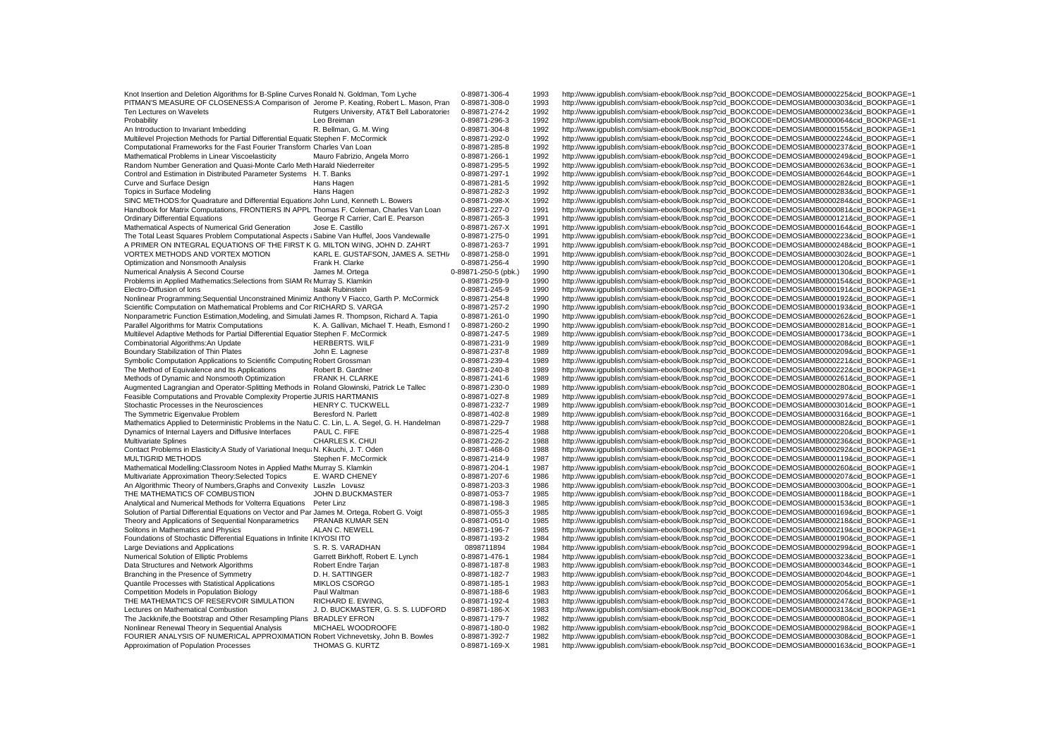| | | | | |
|---|---|---|---|---|
| Knot Insertion and Deletion Algorithms for B-Spline Curves | Ronald N. Goldman, Tom Lyche | 0-89871-306-4 | 1993 | http://www.igpublish.com/siam-ebook/Book.nsp?cid_BOOKCODE=DEMOSIAMB0000225&cid_BOOKPAGE=1 |
| PITMAN'S MEASURE OF CLOSENESS:A Comparison of | Jerome P. Keating, Robert L. Mason, Pran | 0-89871-308-0 | 1993 | http://www.igpublish.com/siam-ebook/Book.nsp?cid_BOOKCODE=DEMOSIAMB0000303&cid_BOOKPAGE=1 |
| Ten Lectures on Wavelets | Rutgers University, AT&T Bell Laboratories | 0-89871-274-2 | 1992 | http://www.igpublish.com/siam-ebook/Book.nsp?cid_BOOKCODE=DEMOSIAMB0000023&cid_BOOKPAGE=1 |
| Probability | Leo Breiman | 0-89871-296-3 | 1992 | http://www.igpublish.com/siam-ebook/Book.nsp?cid_BOOKCODE=DEMOSIAMB0000064&cid_BOOKPAGE=1 |
| An Introduction to Invariant Imbedding | R. Bellman, G. M. Wing | 0-89871-304-8 | 1992 | http://www.igpublish.com/siam-ebook/Book.nsp?cid_BOOKCODE=DEMOSIAMB0000155&cid_BOOKPAGE=1 |
| Multilevel Projection Methods for Partial Differential Equatic | Stephen F. McCormick | 0-89871-292-0 | 1992 | http://www.igpublish.com/siam-ebook/Book.nsp?cid_BOOKCODE=DEMOSIAMB0000224&cid_BOOKPAGE=1 |
| Computational Frameworks for the Fast Fourier Transform | Charles Van Loan | 0-89871-285-8 | 1992 | http://www.igpublish.com/siam-ebook/Book.nsp?cid_BOOKCODE=DEMOSIAMB0000237&cid_BOOKPAGE=1 |
| Mathematical Problems in Linear Viscoelasticity | Mauro Fabrizio, Angela Morro | 0-89871-266-1 | 1992 | http://www.igpublish.com/siam-ebook/Book.nsp?cid_BOOKCODE=DEMOSIAMB0000249&cid_BOOKPAGE=1 |
| Random Number Generation and Quasi-Monte Carlo Meth | Harald Niederreiter | 0-89871-295-5 | 1992 | http://www.igpublish.com/siam-ebook/Book.nsp?cid_BOOKCODE=DEMOSIAMB0000263&cid_BOOKPAGE=1 |
| Control and Estimation in Distributed Parameter Systems | H. T. Banks | 0-89871-297-1 | 1992 | http://www.igpublish.com/siam-ebook/Book.nsp?cid_BOOKCODE=DEMOSIAMB0000264&cid_BOOKPAGE=1 |
| Curve and Surface Design | Hans Hagen | 0-89871-281-5 | 1992 | http://www.igpublish.com/siam-ebook/Book.nsp?cid_BOOKCODE=DEMOSIAMB0000282&cid_BOOKPAGE=1 |
| Topics in Surface Modeling | Hans Hagen | 0-89871-282-3 | 1992 | http://www.igpublish.com/siam-ebook/Book.nsp?cid_BOOKCODE=DEMOSIAMB0000283&cid_BOOKPAGE=1 |
| SINC METHODS:for Quadrature and Differential Equations | John Lund, Kenneth L. Bowers | 0-89871-298-X | 1992 | http://www.igpublish.com/siam-ebook/Book.nsp?cid_BOOKCODE=DEMOSIAMB0000284&cid_BOOKPAGE=1 |
| Handbook for Matrix Computations, FRONTIERS IN APPL | Thomas F. Coleman, Charles Van Loan | 0-89871-227-0 | 1991 | http://www.igpublish.com/siam-ebook/Book.nsp?cid_BOOKCODE=DEMOSIAMB0000081&cid_BOOKPAGE=1 |
| Ordinary Differential Equations | George R Carrier, Carl E. Pearson | 0-89871-265-3 | 1991 | http://www.igpublish.com/siam-ebook/Book.nsp?cid_BOOKCODE=DEMOSIAMB0000121&cid_BOOKPAGE=1 |
| Mathematical Aspects of Numerical Grid Generation | Jose E. Castillo | 0-89871-267-X | 1991 | http://www.igpublish.com/siam-ebook/Book.nsp?cid_BOOKCODE=DEMOSIAMB0000164&cid_BOOKPAGE=1 |
| The Total Least Squares Problem Computational Aspects | Sabine Van Huffel, Joos Vandewalle | 0-89871-275-0 | 1991 | http://www.igpublish.com/siam-ebook/Book.nsp?cid_BOOKCODE=DEMOSIAMB0000223&cid_BOOKPAGE=1 |
| A PRIMER ON INTEGRAL EQUATIONS OF THE FIRST K | G. MILTON WING, JOHN D. ZAHRT | 0-89871-263-7 | 1991 | http://www.igpublish.com/siam-ebook/Book.nsp?cid_BOOKCODE=DEMOSIAMB0000248&cid_BOOKPAGE=1 |
| VORTEX METHODS AND VORTEX MOTION | KARL E. GUSTAFSON, JAMES A. SETHI/ | 0-89871-258-0 | 1991 | http://www.igpublish.com/siam-ebook/Book.nsp?cid_BOOKCODE=DEMOSIAMB0000302&cid_BOOKPAGE=1 |
| Optimization and Nonsmooth Analysis | Frank H. Clarke | 0-89871-256-4 | 1990 | http://www.igpublish.com/siam-ebook/Book.nsp?cid_BOOKCODE=DEMOSIAMB0000120&cid_BOOKPAGE=1 |
| Numerical Analysis A Second Course | James M. Ortega | 0-89871-250-5 (pbk.) | 1990 | http://www.igpublish.com/siam-ebook/Book.nsp?cid_BOOKCODE=DEMOSIAMB0000130&cid_BOOKPAGE=1 |
| Problems in Applied Mathematics:Selections from SIAM Re | Murray S. Klamkin | 0-89871-259-9 | 1990 | http://www.igpublish.com/siam-ebook/Book.nsp?cid_BOOKCODE=DEMOSIAMB0000154&cid_BOOKPAGE=1 |
| Electro-Diffusion of Ions | Isaak Rubinstein | 0-89871-245-9 | 1990 | http://www.igpublish.com/siam-ebook/Book.nsp?cid_BOOKCODE=DEMOSIAMB0000191&cid_BOOKPAGE=1 |
| Nonlinear Programming:Sequential Unconstrained Minimiz | Anthony V Fiacco, Garth P. McCormick | 0-89871-254-8 | 1990 | http://www.igpublish.com/siam-ebook/Book.nsp?cid_BOOKCODE=DEMOSIAMB0000192&cid_BOOKPAGE=1 |
| Scientific Computation on Mathematical Problems and Cor | RICHARD S. VARGA | 0-89871-257-2 | 1990 | http://www.igpublish.com/siam-ebook/Book.nsp?cid_BOOKCODE=DEMOSIAMB0000193&cid_BOOKPAGE=1 |
| Nonparametric Function Estimation,Modeling, and Simulati | James R. Thompson, Richard A. Tapia | 0-89871-261-0 | 1990 | http://www.igpublish.com/siam-ebook/Book.nsp?cid_BOOKCODE=DEMOSIAMB0000262&cid_BOOKPAGE=1 |
| Parallel Algorithms for Matrix Computations | K. A. Gallivan, Michael T. Heath, Esmond I | 0-89871-260-2 | 1990 | http://www.igpublish.com/siam-ebook/Book.nsp?cid_BOOKCODE=DEMOSIAMB0000281&cid_BOOKPAGE=1 |
| Multilevel Adaptive Methods for Partial Differential Equatior | Stephen F. McCormick | 0-89871-247-5 | 1989 | http://www.igpublish.com/siam-ebook/Book.nsp?cid_BOOKCODE=DEMOSIAMB0000173&cid_BOOKPAGE=1 |
| Combinatorial Algorithms:An Update | HERBERTS. WILF | 0-89871-231-9 | 1989 | http://www.igpublish.com/siam-ebook/Book.nsp?cid_BOOKCODE=DEMOSIAMB0000208&cid_BOOKPAGE=1 |
| Boundary Stabilization of Thin Plates | John E. Lagnese | 0-89871-237-8 | 1989 | http://www.igpublish.com/siam-ebook/Book.nsp?cid_BOOKCODE=DEMOSIAMB0000209&cid_BOOKPAGE=1 |
| Symbolic Computation Applications to Scientific Computing | Robert Grossman | 0-89871-239-4 | 1989 | http://www.igpublish.com/siam-ebook/Book.nsp?cid_BOOKCODE=DEMOSIAMB0000221&cid_BOOKPAGE=1 |
| The Method of Equivalence and Its Applications | Robert B. Gardner | 0-89871-240-8 | 1989 | http://www.igpublish.com/siam-ebook/Book.nsp?cid_BOOKCODE=DEMOSIAMB0000222&cid_BOOKPAGE=1 |
| Methods of Dynamic and Nonsmooth Optimization | FRANK H. CLARKE | 0-89871-241-6 | 1989 | http://www.igpublish.com/siam-ebook/Book.nsp?cid_BOOKCODE=DEMOSIAMB0000261&cid_BOOKPAGE=1 |
| Augmented Lagrangian and Operator-Splitting Methods in | Roland Glowinski, Patrick Le Tallec | 0-89871-230-0 | 1989 | http://www.igpublish.com/siam-ebook/Book.nsp?cid_BOOKCODE=DEMOSIAMB0000280&cid_BOOKPAGE=1 |
| Feasible Computations and Provable Complexity Propertie | JURIS HARTMANIS | 0-89871-027-8 | 1989 | http://www.igpublish.com/siam-ebook/Book.nsp?cid_BOOKCODE=DEMOSIAMB0000297&cid_BOOKPAGE=1 |
| Stochastic Processes in the Neurosciences | HENRY C. TUCKWELL | 0-89871-232-7 | 1989 | http://www.igpublish.com/siam-ebook/Book.nsp?cid_BOOKCODE=DEMOSIAMB0000301&cid_BOOKPAGE=1 |
| The Symmetric Eigenvalue Problem | Beresford N. Parlett | 0-89871-402-8 | 1989 | http://www.igpublish.com/siam-ebook/Book.nsp?cid_BOOKCODE=DEMOSIAMB0000316&cid_BOOKPAGE=1 |
| Mathematics Applied to Deterministic Problems in the Natu | C. C. Lin, L. A. Segel, G. H. Handelman | 0-89871-229-7 | 1988 | http://www.igpublish.com/siam-ebook/Book.nsp?cid_BOOKCODE=DEMOSIAMB0000082&cid_BOOKPAGE=1 |
| Dynamics of Internal Layers and Diffusive Interfaces | PAUL C. FIFE | 0-89871-225-4 | 1988 | http://www.igpublish.com/siam-ebook/Book.nsp?cid_BOOKCODE=DEMOSIAMB0000220&cid_BOOKPAGE=1 |
| Multivariate Splines | CHARLES K. CHUI | 0-89871-226-2 | 1988 | http://www.igpublish.com/siam-ebook/Book.nsp?cid_BOOKCODE=DEMOSIAMB0000236&cid_BOOKPAGE=1 |
| Contact Problems in Elasticity:A Study of Variational Inequ | N. Kikuchi, J. T. Oden | 0-89871-468-0 | 1988 | http://www.igpublish.com/siam-ebook/Book.nsp?cid_BOOKCODE=DEMOSIAMB0000292&cid_BOOKPAGE=1 |
| MULTIGRID METHODS | Stephen F. McCormick | 0-89871-214-9 | 1987 | http://www.igpublish.com/siam-ebook/Book.nsp?cid_BOOKCODE=DEMOSIAMB0000119&cid_BOOKPAGE=1 |
| Mathematical Modelling:Classroom Notes in Applied Mathe | Murray S. Klamkin | 0-89871-204-1 | 1987 | http://www.igpublish.com/siam-ebook/Book.nsp?cid_BOOKCODE=DEMOSIAMB0000260&cid_BOOKPAGE=1 |
| Multivariate Approximation Theory:Selected Topics | E. WARD CHENEY | 0-89871-207-6 | 1986 | http://www.igpublish.com/siam-ebook/Book.nsp?cid_BOOKCODE=DEMOSIAMB0000207&cid_BOOKPAGE=1 |
| An Algorithmic Theory of Numbers,Graphs and Convexity | Luszlo Lovusz | 0-89871-203-3 | 1986 | http://www.igpublish.com/siam-ebook/Book.nsp?cid_BOOKCODE=DEMOSIAMB0000300&cid_BOOKPAGE=1 |
| THE MATHEMATICS OF COMBUSTION | JOHN D.BUCKMASTER | 0-89871-053-7 | 1985 | http://www.igpublish.com/siam-ebook/Book.nsp?cid_BOOKCODE=DEMOSIAMB0000118&cid_BOOKPAGE=1 |
| Analytical and Numerical Methods for Volterra Equations | Peter Linz | 0-89871-198-3 | 1985 | http://www.igpublish.com/siam-ebook/Book.nsp?cid_BOOKCODE=DEMOSIAMB0000153&cid_BOOKPAGE=1 |
| Solution of Partial Differential Equations on Vector and Par | James M. Ortega, Robert G. Voigt | 0-89871-055-3 | 1985 | http://www.igpublish.com/siam-ebook/Book.nsp?cid_BOOKCODE=DEMOSIAMB0000169&cid_BOOKPAGE=1 |
| Theory and Applications of Sequential Nonparametrics | PRANAB KUMAR SEN | 0-89871-051-0 | 1985 | http://www.igpublish.com/siam-ebook/Book.nsp?cid_BOOKCODE=DEMOSIAMB0000218&cid_BOOKPAGE=1 |
| Solitons in Mathematics and Physics | ALAN C. NEWELL | 0-89871-196-7 | 1985 | http://www.igpublish.com/siam-ebook/Book.nsp?cid_BOOKCODE=DEMOSIAMB0000219&cid_BOOKPAGE=1 |
| Foundations of Stochastic Differential Equations in Infinite I | KIYOSI ITO | 0-89871-193-2 | 1984 | http://www.igpublish.com/siam-ebook/Book.nsp?cid_BOOKCODE=DEMOSIAMB0000190&cid_BOOKPAGE=1 |
| Large Deviations and Applications | S. R. S. VARADHAN | 0898711894 | 1984 | http://www.igpublish.com/siam-ebook/Book.nsp?cid_BOOKCODE=DEMOSIAMB0000299&cid_BOOKPAGE=1 |
| Numerical Solution of Elliptic Problems | Garrett Birkhoff, Robert E. Lynch | 0-89871-476-1 | 1984 | http://www.igpublish.com/siam-ebook/Book.nsp?cid_BOOKCODE=DEMOSIAMB0000323&cid_BOOKPAGE=1 |
| Data Structures and Network Algorithms | Robert Endre Tarjan | 0-89871-187-8 | 1983 | http://www.igpublish.com/siam-ebook/Book.nsp?cid_BOOKCODE=DEMOSIAMB0000034&cid_BOOKPAGE=1 |
| Branching in the Presence of Symmetry | D. H. SATTINGER | 0-89871-182-7 | 1983 | http://www.igpublish.com/siam-ebook/Book.nsp?cid_BOOKCODE=DEMOSIAMB0000204&cid_BOOKPAGE=1 |
| Quantile Processes with Statistical Applications | MIKLOS CSORGO | 0-89871-185-1 | 1983 | http://www.igpublish.com/siam-ebook/Book.nsp?cid_BOOKCODE=DEMOSIAMB0000205&cid_BOOKPAGE=1 |
| Competition Models in Population Biology | Paul Waltman | 0-89871-188-6 | 1983 | http://www.igpublish.com/siam-ebook/Book.nsp?cid_BOOKCODE=DEMOSIAMB0000206&cid_BOOKPAGE=1 |
| THE MATHEMATICS OF RESERVOIR SIMULATION | RICHARD E. EWING, | 0-89871-192-4 | 1983 | http://www.igpublish.com/siam-ebook/Book.nsp?cid_BOOKCODE=DEMOSIAMB0000247&cid_BOOKPAGE=1 |
| Lectures on Mathematical Combustion | J. D. BUCKMASTER, G. S. S. LUDFORD | 0-89871-186-X | 1983 | http://www.igpublish.com/siam-ebook/Book.nsp?cid_BOOKCODE=DEMOSIAMB0000313&cid_BOOKPAGE=1 |
| The Jackknife,the Bootstrap and Other Resampling Plans | BRADLEY EFRON | 0-89871-179-7 | 1982 | http://www.igpublish.com/siam-ebook/Book.nsp?cid_BOOKCODE=DEMOSIAMB0000080&cid_BOOKPAGE=1 |
| Nonlinear Renewal Theory in Sequential Analysis | MICHAEL WOODROOFE | 0-89871-180-0 | 1982 | http://www.igpublish.com/siam-ebook/Book.nsp?cid_BOOKCODE=DEMOSIAMB0000298&cid_BOOKPAGE=1 |
| FOURIER ANALYSIS OF NUMERICAL APPROXIMATION | Robert Vichnevetsky, John B. Bowles | 0-89871-392-7 | 1982 | http://www.igpublish.com/siam-ebook/Book.nsp?cid_BOOKCODE=DEMOSIAMB0000308&cid_BOOKPAGE=1 |
| Approximation of Population Processes | THOMAS G. KURTZ | 0-89871-169-X | 1981 | http://www.igpublish.com/siam-ebook/Book.nsp?cid_BOOKCODE=DEMOSIAMB0000163&cid_BOOKPAGE=1 |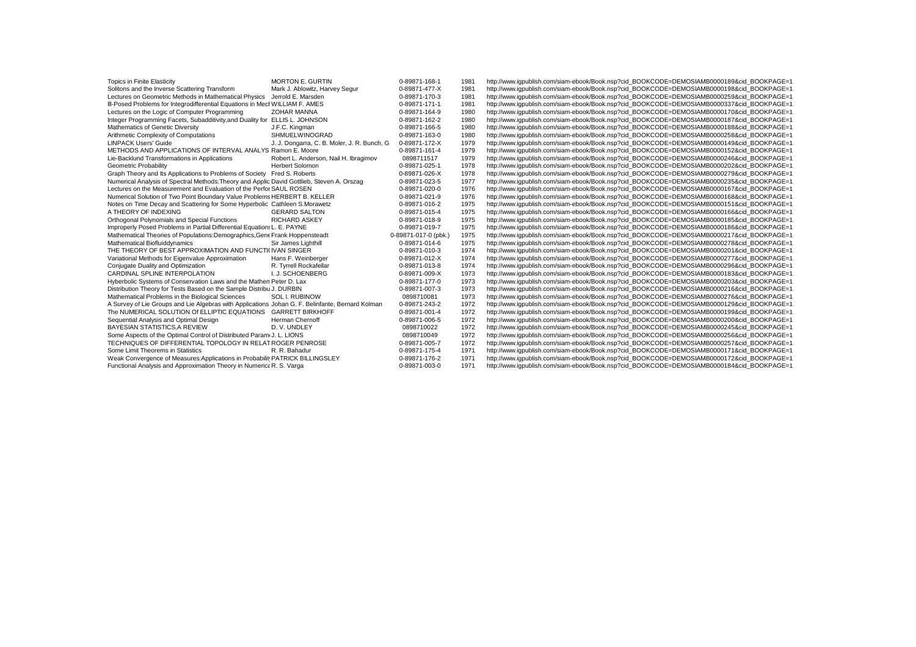| | | | | |
|---|---|---|---|---|
| Topics in Finite Elasticity | MORTON E. GURTIN | 0-89871-168-1 | 1981 | http://www.igpublish.com/siam-ebook/Book.nsp?cid_BOOKCODE=DEMOSIAMB0000189&cid_BOOKPAGE=1 |
| Solitons and the Inverse Scattering Transform | Mark J. Ablowitz, Harvey Segur | 0-89871-477-X | 1981 | http://www.igpublish.com/siam-ebook/Book.nsp?cid_BOOKCODE=DEMOSIAMB0000198&cid_BOOKPAGE=1 |
| Lectures on Geometric Methods in Mathematical Physics | Jerrold E. Marsden | 0-89871-170-3 | 1981 | http://www.igpublish.com/siam-ebook/Book.nsp?cid_BOOKCODE=DEMOSIAMB0000259&cid_BOOKPAGE=1 |
| Ill-Posed Problems for Integrodifferential Equations in Mech | WILLIAM F. AMES | 0-89871-171-1 | 1981 | http://www.igpublish.com/siam-ebook/Book.nsp?cid_BOOKCODE=DEMOSIAMB0000337&cid_BOOKPAGE=1 |
| Lectures on the Logic of Computer Programming | ZOHAR MANNA | 0-89871-164-9 | 1980 | http://www.igpublish.com/siam-ebook/Book.nsp?cid_BOOKCODE=DEMOSIAMB0000170&cid_BOOKPAGE=1 |
| Integer Programming Facets, Subadditivity,and Duality for | ELLIS L. JOHNSON | 0-89871-162-2 | 1980 | http://www.igpublish.com/siam-ebook/Book.nsp?cid_BOOKCODE=DEMOSIAMB0000187&cid_BOOKPAGE=1 |
| Mathematics of Genetic Diversity | J.F.C. Kingman | 0-89871-166-5 | 1980 | http://www.igpublish.com/siam-ebook/Book.nsp?cid_BOOKCODE=DEMOSIAMB0000188&cid_BOOKPAGE=1 |
| Arithmetic Complexity of Computations | SHMUELWINOGRAD | 0-89871-163-0 | 1980 | http://www.igpublish.com/siam-ebook/Book.nsp?cid_BOOKCODE=DEMOSIAMB0000258&cid_BOOKPAGE=1 |
| LINPACK Users' Guide | J. J. Dongarra, C. B. Moler, J. R. Bunch, G | 0-89871-172-X | 1979 | http://www.igpublish.com/siam-ebook/Book.nsp?cid_BOOKCODE=DEMOSIAMB0000149&cid_BOOKPAGE=1 |
| METHODS AND APPLICATIONS OF INTERVAL ANALYS | Ramon E. Moore | 0-89871-161-4 | 1979 | http://www.igpublish.com/siam-ebook/Book.nsp?cid_BOOKCODE=DEMOSIAMB0000152&cid_BOOKPAGE=1 |
| Lie-Backlund Transformations in Applications | Robert L. Anderson, Nail H. Ibragimov | 0898711517 | 1979 | http://www.igpublish.com/siam-ebook/Book.nsp?cid_BOOKCODE=DEMOSIAMB0000246&cid_BOOKPAGE=1 |
| Geometric Probability | Herbert Solomon | 0-89871-025-1 | 1978 | http://www.igpublish.com/siam-ebook/Book.nsp?cid_BOOKCODE=DEMOSIAMB0000202&cid_BOOKPAGE=1 |
| Graph Theory and Its Applications to Problems of Society | Fred S. Roberts | 0-89871-026-X | 1978 | http://www.igpublish.com/siam-ebook/Book.nsp?cid_BOOKCODE=DEMOSIAMB0000279&cid_BOOKPAGE=1 |
| Numerical Analysis of Spectral Methods:Theory and Applic | David Gottlieb, Steven A. Orszag | 0-89871-023-5 | 1977 | http://www.igpublish.com/siam-ebook/Book.nsp?cid_BOOKCODE=DEMOSIAMB0000235&cid_BOOKPAGE=1 |
| Lectures on the Measurement and Evaluation of the Perfor | SAUL ROSEN | 0-89871-020-0 | 1976 | http://www.igpublish.com/siam-ebook/Book.nsp?cid_BOOKCODE=DEMOSIAMB0000167&cid_BOOKPAGE=1 |
| Numerical Solution of Two Point Boundary Value Problems | HERBERT B. KELLER | 0-89871-021-9 | 1976 | http://www.igpublish.com/siam-ebook/Book.nsp?cid_BOOKCODE=DEMOSIAMB0000168&cid_BOOKPAGE=1 |
| Notes on Time Decay and Scattering for Some Hyperbolic | Cathleen S.Morawetz | 0-89871-016-2 | 1975 | http://www.igpublish.com/siam-ebook/Book.nsp?cid_BOOKCODE=DEMOSIAMB0000151&cid_BOOKPAGE=1 |
| A THEORY OF INDEXING | GERARD SALTON | 0-89871-015-4 | 1975 | http://www.igpublish.com/siam-ebook/Book.nsp?cid_BOOKCODE=DEMOSIAMB0000166&cid_BOOKPAGE=1 |
| Orthogonal Polynomials and Special Functions | RICHARD ASKEY | 0-89871-018-9 | 1975 | http://www.igpublish.com/siam-ebook/Book.nsp?cid_BOOKCODE=DEMOSIAMB0000185&cid_BOOKPAGE=1 |
| Improperly Posed Problems in Partial Differential Equation | L. E. PAYNE | 0-89871-019-7 | 1975 | http://www.igpublish.com/siam-ebook/Book.nsp?cid_BOOKCODE=DEMOSIAMB0000186&cid_BOOKPAGE=1 |
| Mathematical Theories of Populations:Demographics,Gene | Frank Hoppensteadt | 0-89871-017-0 (pbk.) | 1975 | http://www.igpublish.com/siam-ebook/Book.nsp?cid_BOOKCODE=DEMOSIAMB0000217&cid_BOOKPAGE=1 |
| Mathematical Biofluiddynamics | Sir James Lighthill | 0-89871-014-6 | 1975 | http://www.igpublish.com/siam-ebook/Book.nsp?cid_BOOKCODE=DEMOSIAMB0000278&cid_BOOKPAGE=1 |
| THE THEORY OF BEST APPROXIMATION AND FUNCTI | IVAN SINGER | 0-89871-010-3 | 1974 | http://www.igpublish.com/siam-ebook/Book.nsp?cid_BOOKCODE=DEMOSIAMB0000201&cid_BOOKPAGE=1 |
| Variational Methods for Eigenvalue Approximation | Hans F. Weinberger | 0-89871-012-X | 1974 | http://www.igpublish.com/siam-ebook/Book.nsp?cid_BOOKCODE=DEMOSIAMB0000277&cid_BOOKPAGE=1 |
| Conjugate Duality and Optimization | R. Tyrrell Rockafellar | 0-89871-013-8 | 1974 | http://www.igpublish.com/siam-ebook/Book.nsp?cid_BOOKCODE=DEMOSIAMB0000296&cid_BOOKPAGE=1 |
| CARDINAL SPLINE INTERPOLATION | I. J. SCHOENBERG | 0-89871-009-X | 1973 | http://www.igpublish.com/siam-ebook/Book.nsp?cid_BOOKCODE=DEMOSIAMB0000183&cid_BOOKPAGE=1 |
| Hyberbolic Systems of Conservation Laws and the Mathem | Peter D. Lax | 0-89871-177-0 | 1973 | http://www.igpublish.com/siam-ebook/Book.nsp?cid_BOOKCODE=DEMOSIAMB0000203&cid_BOOKPAGE=1 |
| Distribution Theory for Tests Based on the Sample Distribu | J. DURBIN | 0-89871-007-3 | 1973 | http://www.igpublish.com/siam-ebook/Book.nsp?cid_BOOKCODE=DEMOSIAMB0000216&cid_BOOKPAGE=1 |
| Mathematical Problems in the Biological Sciences | SOL I. RUBINOW | 0898710081 | 1973 | http://www.igpublish.com/siam-ebook/Book.nsp?cid_BOOKCODE=DEMOSIAMB0000276&cid_BOOKPAGE=1 |
| A Survey of Lie Groups and Lie Algebras with Applications | Johan G. F. Belinfante, Bernard Kolman | 0-89871-243-2 | 1972 | http://www.igpublish.com/siam-ebook/Book.nsp?cid_BOOKCODE=DEMOSIAMB0000129&cid_BOOKPAGE=1 |
| The NUMERICAL SOLUTION Of ELLIPTIC EQUATIONS | GARRETT BIRKHOFF | 0-89871-001-4 | 1972 | http://www.igpublish.com/siam-ebook/Book.nsp?cid_BOOKCODE=DEMOSIAMB0000199&cid_BOOKPAGE=1 |
| Sequential Analysis and Optimal Design | Herman Chernoff | 0-89871-006-5 | 1972 | http://www.igpublish.com/siam-ebook/Book.nsp?cid_BOOKCODE=DEMOSIAMB0000200&cid_BOOKPAGE=1 |
| BAYESIAN STATISTICS,A REVIEW | D. V. LINDLEY | 0898710022 | 1972 | http://www.igpublish.com/siam-ebook/Book.nsp?cid_BOOKCODE=DEMOSIAMB0000245&cid_BOOKPAGE=1 |
| Some Aspects of the Optimal Control of Distributed Param | J. L. LIONS | 0898710049 | 1972 | http://www.igpublish.com/siam-ebook/Book.nsp?cid_BOOKCODE=DEMOSIAMB0000256&cid_BOOKPAGE=1 |
| TECHNIQUES OF DIFFERENTIAL TOPOLOGY IN RELAT | ROGER PENROSE | 0-89871-005-7 | 1972 | http://www.igpublish.com/siam-ebook/Book.nsp?cid_BOOKCODE=DEMOSIAMB0000257&cid_BOOKPAGE=1 |
| Some Limit Theorems in Statistics | R. R. Bahadur | 0-89871-175-4 | 1971 | http://www.igpublish.com/siam-ebook/Book.nsp?cid_BOOKCODE=DEMOSIAMB0000171&cid_BOOKPAGE=1 |
| Weak Convergence of Measures:Applications in Probabilit | PATRICK BILLINGSLEY | 0-89871-176-2 | 1971 | http://www.igpublish.com/siam-ebook/Book.nsp?cid_BOOKCODE=DEMOSIAMB0000172&cid_BOOKPAGE=1 |
| Functional Analysis and Approximation Theory in Numerica | R. S. Varga | 0-89871-003-0 | 1971 | http://www.igpublish.com/siam-ebook/Book.nsp?cid_BOOKCODE=DEMOSIAMB0000184&cid_BOOKPAGE=1 |